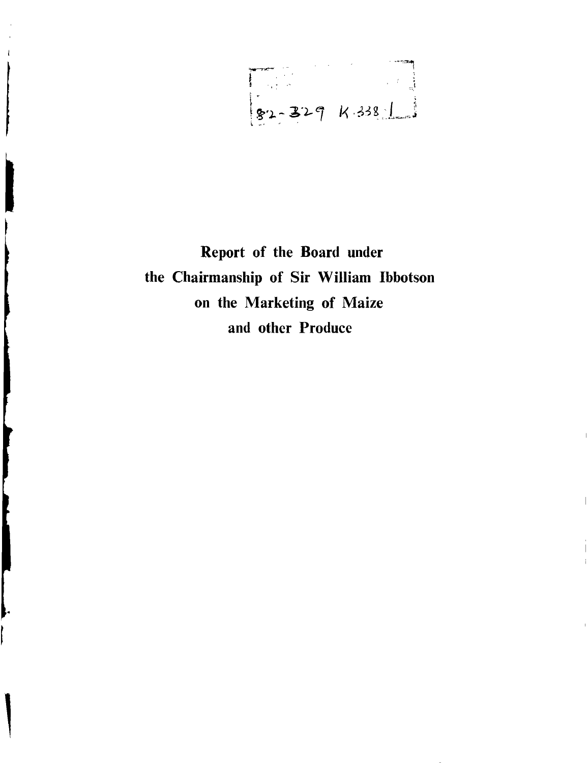82-329 K.338.1

# Report of the Board under the Chairmanship of Sir William Ibbotson on the Marketing of Maize and other Produce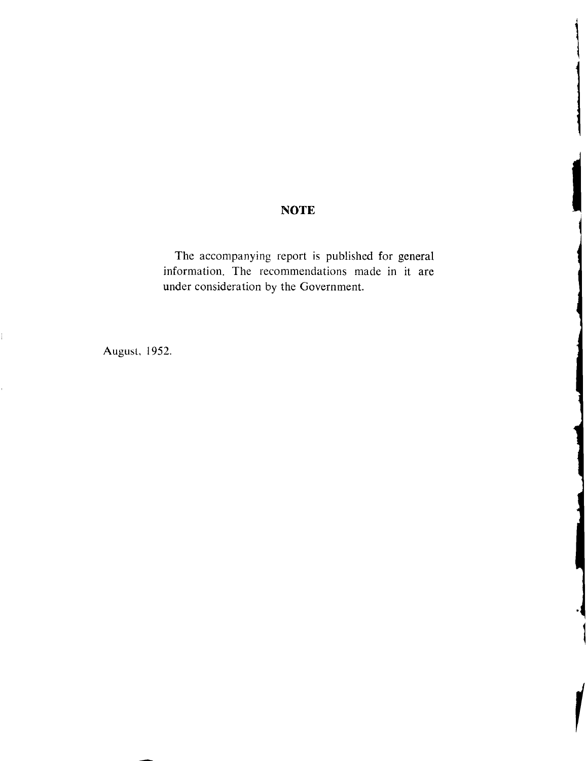## NOTE

The accompanying report is published for general information. The recommendations made in it are under consideration by the Government.

August, 1952.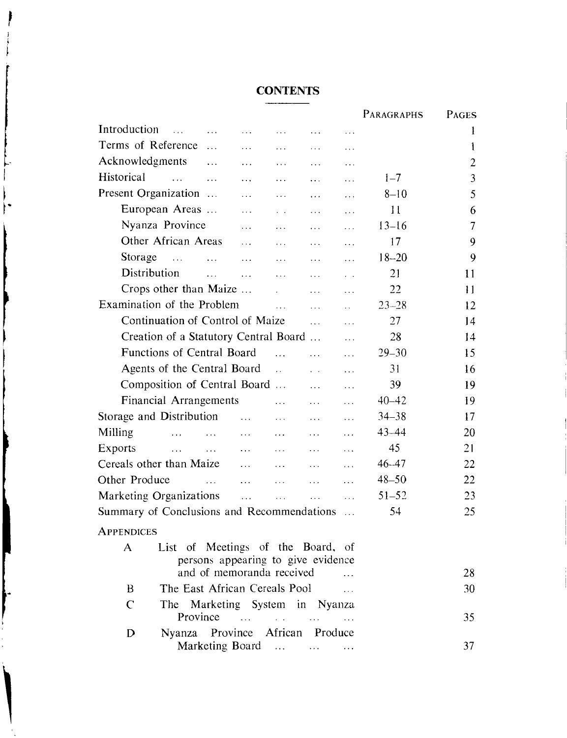# CONTENTS

| | Paragraphs | Pages |
|---|---|---|
| Introduction | | 1 |
| Terms of Reference | | 1 |
| Acknowledgments | | 2 |
| Historical | 1–7 | 3 |
| Present Organization | 8–10 | 5 |
| European Areas | 11 | 6 |
| Nyanza Province | 13–16 | 7 |
| Other African Areas | 17 | 9 |
| Storage | 18–20 | 9 |
| Distribution | 21 | 11 |
| Crops other than Maize | 22 | 11 |
| Examination of the Problem | 23–28 | 12 |
| Continuation of Control of Maize | 27 | 14 |
| Creation of a Statutory Central Board | 28 | 14 |
| Functions of Central Board | 29–30 | 15 |
| Agents of the Central Board | 31 | 16 |
| Composition of Central Board | 39 | 19 |
| Financial Arrangements | 40–42 | 19 |
| Storage and Distribution | 34–38 | 17 |
| Milling | 43–44 | 20 |
| Exports | 45 | 21 |
| Cereals other than Maize | 46–47 | 22 |
| Other Produce | 48–50 | 22 |
| Marketing Organizations | 51–52 | 23 |
| Summary of Conclusions and Recommendations | 54 | 25 |

**Appendices**

| | | Pages |
|---|---|---|
| A | List of Meetings of the Board, of persons appearing to give evidence and of memoranda received | 28 |
| B | The East African Cereals Pool | 30 |
| C | The Marketing System in Nyanza Province | 35 |
| D | Nyanza Province African Produce Marketing Board | 37 |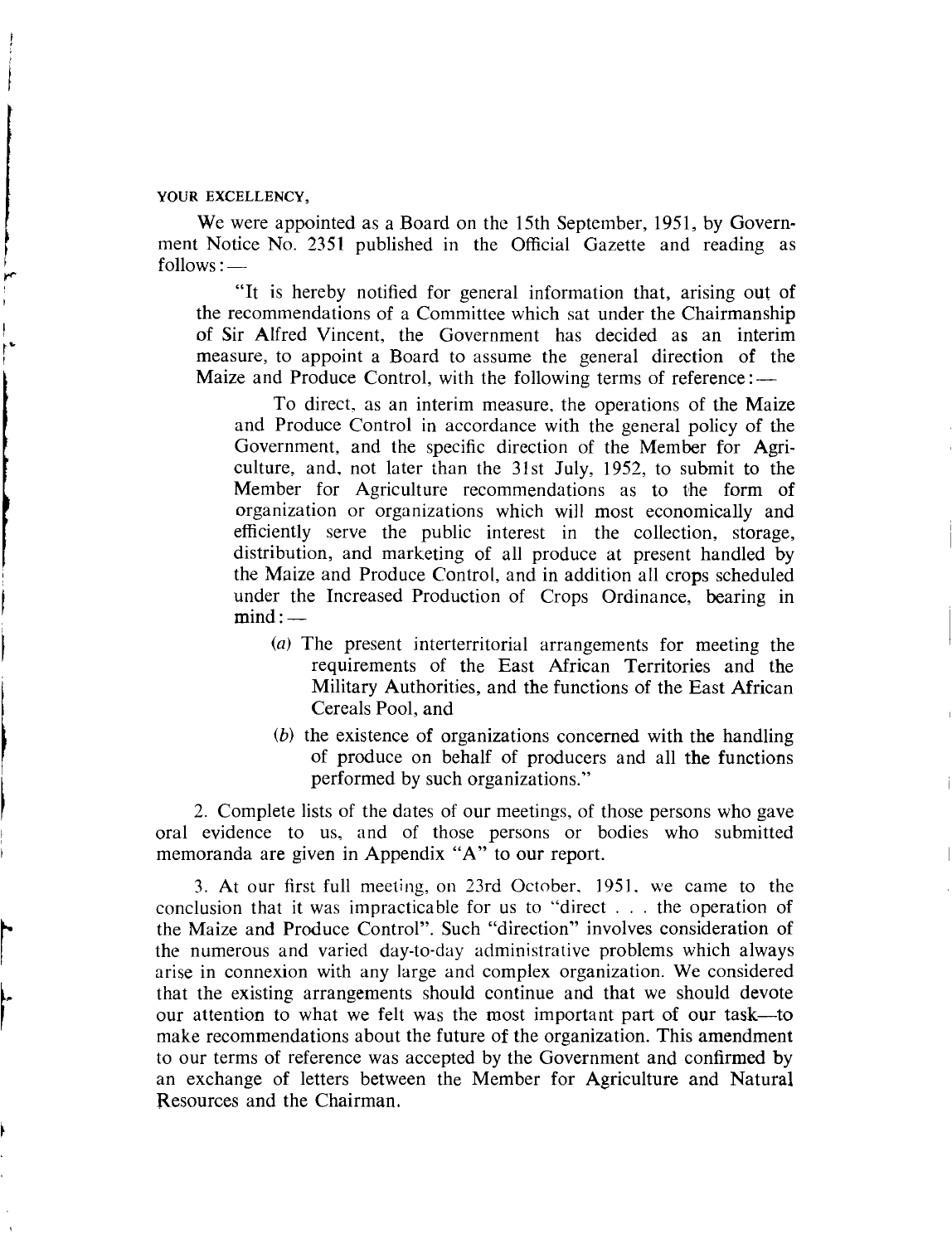YOUR EXCELLENCY,

We were appointed as a Board on the 15th September, 1951, by Government Notice No. 2351 published in the Official Gazette and reading as follows: —

> "It is hereby notified for general information that, arising out of the recommendations of a Committee which sat under the Chairmanship of Sir Alfred Vincent, the Government has decided as an interim measure, to appoint a Board to assume the general direction of the Maize and Produce Control, with the following terms of reference: —
>
> To direct, as an interim measure, the operations of the Maize and Produce Control in accordance with the general policy of the Government, and the specific direction of the Member for Agriculture, and, not later than the 31st July, 1952, to submit to the Member for Agriculture recommendations as to the form of organization or organizations which will most economically and efficiently serve the public interest in the collection, storage, distribution, and marketing of all produce at present handled by the Maize and Produce Control, and in addition all crops scheduled under the Increased Production of Crops Ordinance, bearing in mind: —
>
> (*a*) The present interterritorial arrangements for meeting the requirements of the East African Territories and the Military Authorities, and the functions of the East African Cereals Pool, and
>
> (*b*) the existence of organizations concerned with the handling of produce on behalf of producers and all the functions performed by such organizations."

2. Complete lists of the dates of our meetings, of those persons who gave oral evidence to us, and of those persons or bodies who submitted memoranda are given in Appendix "A" to our report.

3. At our first full meeting, on 23rd October, 1951, we came to the conclusion that it was impracticable for us to "direct . . . the operation of the Maize and Produce Control". Such "direction" involves consideration of the numerous and varied day-to-day administrative problems which always arise in connexion with any large and complex organization. We considered that the existing arrangements should continue and that we should devote our attention to what we felt was the most important part of our task—to make recommendations about the future of the organization. This amendment to our terms of reference was accepted by the Government and confirmed by an exchange of letters between the Member for Agriculture and Natural Resources and the Chairman.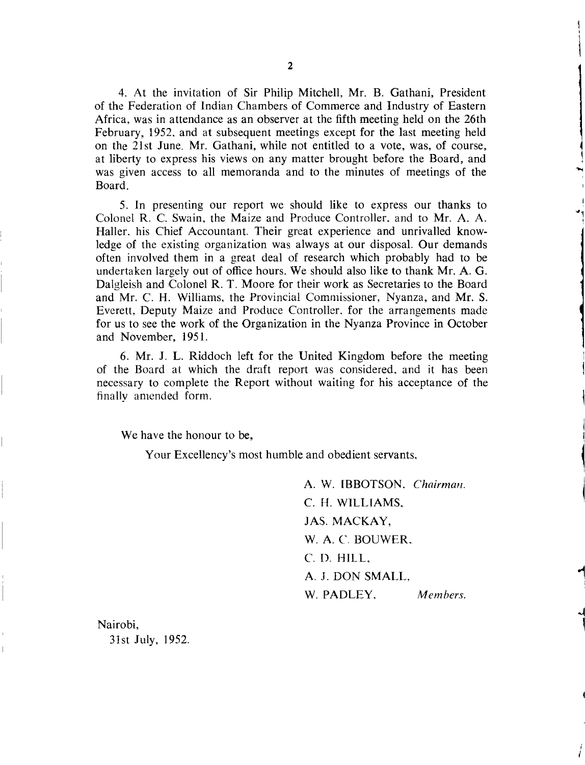4. At the invitation of Sir Philip Mitchell, Mr. B. Gathani, President of the Federation of Indian Chambers of Commerce and Industry of Eastern Africa, was in attendance as an observer at the fifth meeting held on the 26th February, 1952, and at subsequent meetings except for the last meeting held on the 21st June. Mr. Gathani, while not entitled to a vote, was, of course, at liberty to express his views on any matter brought before the Board, and was given access to all memoranda and to the minutes of meetings of the Board.

5. In presenting our report we should like to express our thanks to Colonel R. C. Swain, the Maize and Produce Controller, and to Mr. A. A. Haller, his Chief Accountant. Their great experience and unrivalled knowledge of the existing organization was always at our disposal. Our demands often involved them in a great deal of research which probably had to be undertaken largely out of office hours. We should also like to thank Mr. A. G. Dalgleish and Colonel R. T. Moore for their work as Secretaries to the Board and Mr. C. H. Williams, the Provincial Commissioner, Nyanza, and Mr. S. Everett, Deputy Maize and Produce Controller, for the arrangements made for us to see the work of the Organization in the Nyanza Province in October and November, 1951.

6. Mr. J. L. Riddoch left for the United Kingdom before the meeting of the Board at which the draft report was considered, and it has been necessary to complete the Report without waiting for his acceptance of the finally amended form.

We have the honour to be,

Your Excellency's most humble and obedient servants,

A. W. IBBOTSON, *Chairman.*
C. H. WILLIAMS,
JAS. MACKAY,
W. A. C. BOUWER,
C. D. HILL,
A. J. DON SMALL,
W. PADLEY, *Members.*

Nairobi,
31st July, 1952.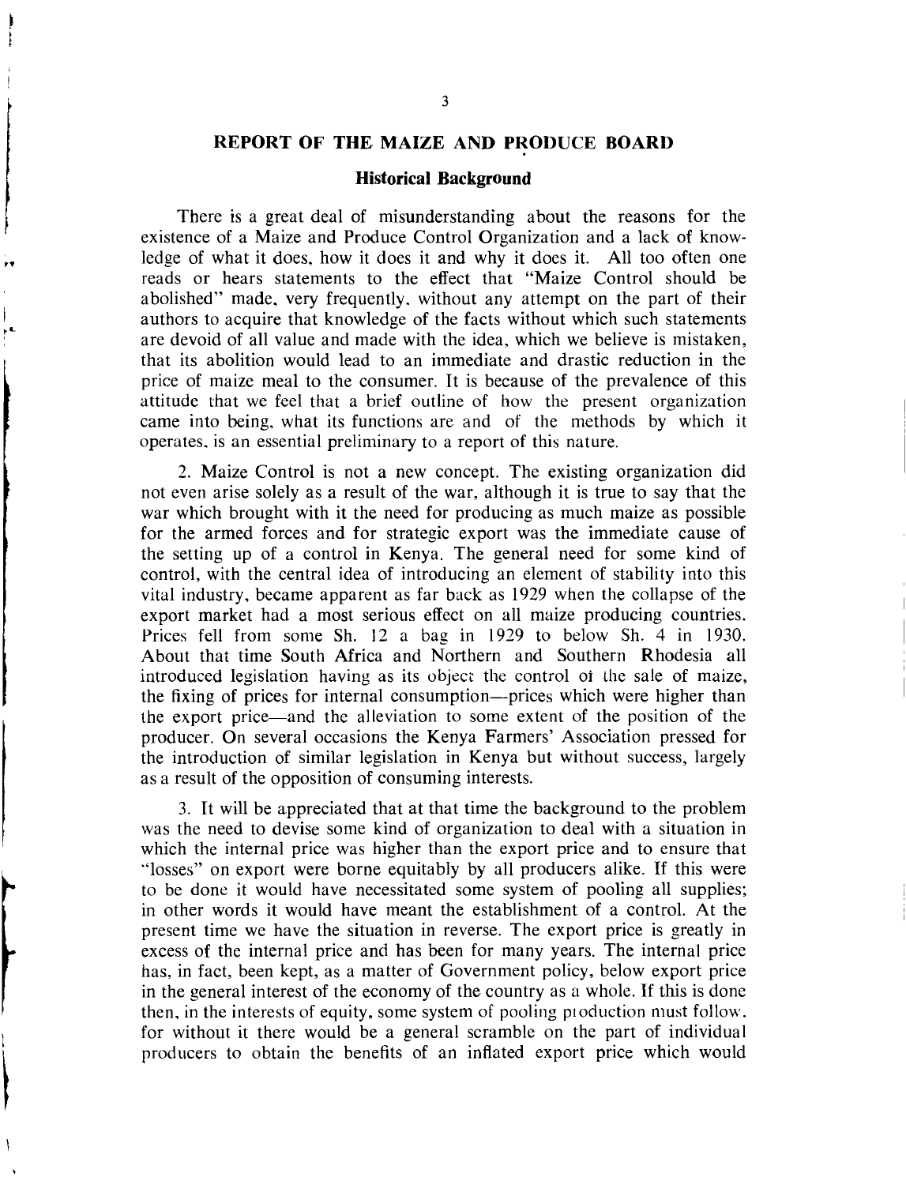# REPORT OF THE MAIZE AND PRODUCE BOARD

## Historical Background

There is a great deal of misunderstanding about the reasons for the existence of a Maize and Produce Control Organization and a lack of knowledge of what it does, how it does it and why it does it. All too often one reads or hears statements to the effect that "Maize Control should be abolished" made, very frequently, without any attempt on the part of their authors to acquire that knowledge of the facts without which such statements are devoid of all value and made with the idea, which we believe is mistaken, that its abolition would lead to an immediate and drastic reduction in the price of maize meal to the consumer. It is because of the prevalence of this attitude that we feel that a brief outline of how the present organization came into being, what its functions are and of the methods by which it operates, is an essential preliminary to a report of this nature.

2. Maize Control is not a new concept. The existing organization did not even arise solely as a result of the war, although it is true to say that the war which brought with it the need for producing as much maize as possible for the armed forces and for strategic export was the immediate cause of the setting up of a control in Kenya. The general need for some kind of control, with the central idea of introducing an element of stability into this vital industry, became apparent as far back as 1929 when the collapse of the export market had a most serious effect on all maize producing countries. Prices fell from some Sh. 12 a bag in 1929 to below Sh. 4 in 1930. About that time South Africa and Northern and Southern Rhodesia all introduced legislation having as its object the control of the sale of maize, the fixing of prices for internal consumption—prices which were higher than the export price—and the alleviation to some extent of the position of the producer. On several occasions the Kenya Farmers' Association pressed for the introduction of similar legislation in Kenya but without success, largely as a result of the opposition of consuming interests.

3. It will be appreciated that at that time the background to the problem was the need to devise some kind of organization to deal with a situation in which the internal price was higher than the export price and to ensure that "losses" on export were borne equitably by all producers alike. If this were to be done it would have necessitated some system of pooling all supplies; in other words it would have meant the establishment of a control. At the present time we have the situation in reverse. The export price is greatly in excess of the internal price and has been for many years. The internal price has, in fact, been kept, as a matter of Government policy, below export price in the general interest of the economy of the country as a whole. If this is done then, in the interests of equity, some system of pooling production must follow, for without it there would be a general scramble on the part of individual producers to obtain the benefits of an inflated export price which would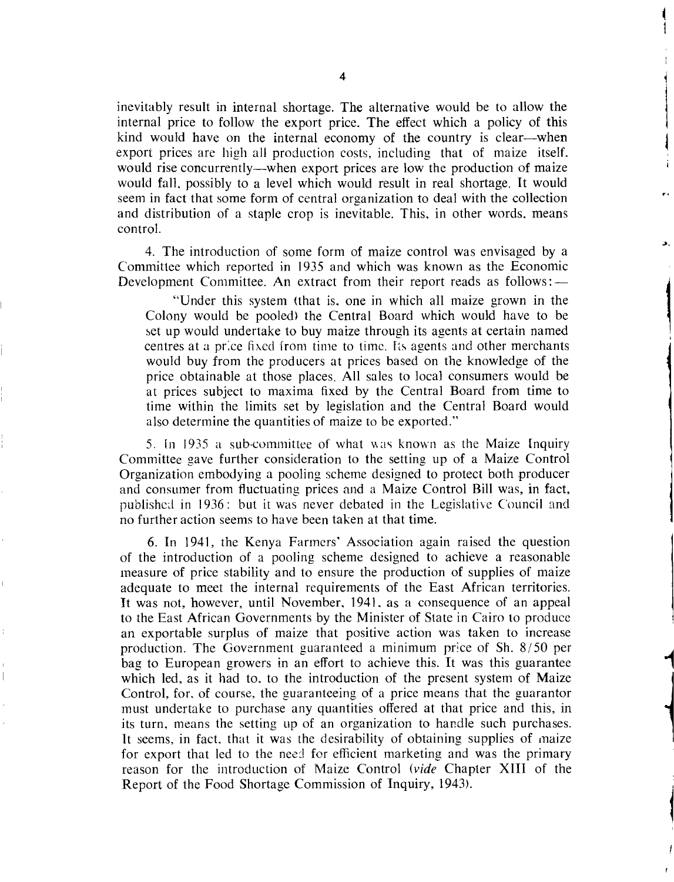inevitably result in internal shortage. The alternative would be to allow the internal price to follow the export price. The effect which a policy of this kind would have on the internal economy of the country is clear—when export prices are high all production costs, including that of maize itself, would rise concurrently—when export prices are low the production of maize would fall, possibly to a level which would result in real shortage. It would seem in fact that some form of central organization to deal with the collection and distribution of a staple crop is inevitable. This, in other words, means control.

4. The introduction of some form of maize control was envisaged by a Committee which reported in 1935 and which was known as the Economic Development Committee. An extract from their report reads as follows:—

> "Under this system (that is, one in which all maize grown in the Colony would be pooled) the Central Board which would have to be set up would undertake to buy maize through its agents at certain named centres at a price fixed from time to time. Its agents and other merchants would buy from the producers at prices based on the knowledge of the price obtainable at those places. All sales to local consumers would be at prices subject to maxima fixed by the Central Board from time to time within the limits set by legislation and the Central Board would also determine the quantities of maize to be exported."

5. In 1935 a sub-committee of what was known as the Maize Inquiry Committee gave further consideration to the setting up of a Maize Control Organization embodying a pooling scheme designed to protect both producer and consumer from fluctuating prices and a Maize Control Bill was, in fact, published in 1936: but it was never debated in the Legislative Council and no further action seems to have been taken at that time.

6. In 1941, the Kenya Farmers' Association again raised the question of the introduction of a pooling scheme designed to achieve a reasonable measure of price stability and to ensure the production of supplies of maize adequate to meet the internal requirements of the East African territories. It was not, however, until November, 1941, as a consequence of an appeal to the East African Governments by the Minister of State in Cairo to produce an exportable surplus of maize that positive action was taken to increase production. The Government guaranteed a minimum price of Sh. 8/50 per bag to European growers in an effort to achieve this. It was this guarantee which led, as it had to, to the introduction of the present system of Maize Control, for, of course, the guaranteeing of a price means that the guarantor must undertake to purchase any quantities offered at that price and this, in its turn, means the setting up of an organization to handle such purchases. It seems, in fact, that it was the desirability of obtaining supplies of maize for export that led to the need for efficient marketing and was the primary reason for the introduction of Maize Control (*vide* Chapter XIII of the Report of the Food Shortage Commission of Inquiry, 1943).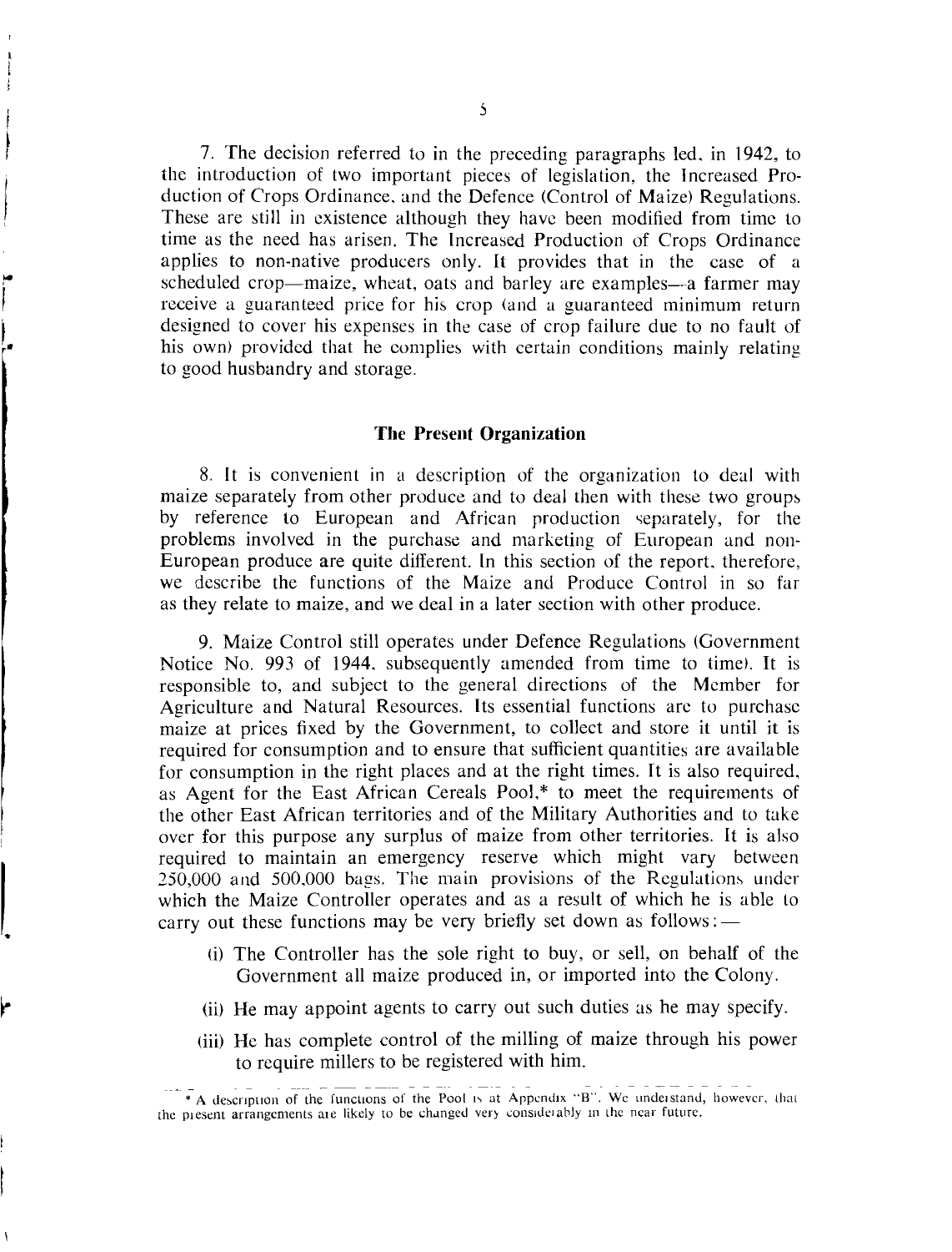7. The decision referred to in the preceding paragraphs led, in 1942, to the introduction of two important pieces of legislation, the Increased Production of Crops Ordinance, and the Defence (Control of Maize) Regulations. These are still in existence although they have been modified from time to time as the need has arisen. The Increased Production of Crops Ordinance applies to non-native producers only. It provides that in the case of a scheduled crop—maize, wheat, oats and barley are examples—a farmer may receive a guaranteed price for his crop (and a guaranteed minimum return designed to cover his expenses in the case of crop failure due to no fault of his own) provided that he complies with certain conditions mainly relating to good husbandry and storage.

## The Present Organization

8. It is convenient in a description of the organization to deal with maize separately from other produce and to deal then with these two groups by reference to European and African production separately, for the problems involved in the purchase and marketing of European and non-European produce are quite different. In this section of the report, therefore, we describe the functions of the Maize and Produce Control in so far as they relate to maize, and we deal in a later section with other produce.

9. Maize Control still operates under Defence Regulations (Government Notice No. 993 of 1944, subsequently amended from time to time). It is responsible to, and subject to the general directions of the Member for Agriculture and Natural Resources. Its essential functions are to purchase maize at prices fixed by the Government, to collect and store it until it is required for consumption and to ensure that sufficient quantities are available for consumption in the right places and at the right times. It is also required, as Agent for the East African Cereals Pool,* to meet the requirements of the other East African territories and of the Military Authorities and to take over for this purpose any surplus of maize from other territories. It is also required to maintain an emergency reserve which might vary between 250,000 and 500,000 bags. The main provisions of the Regulations under which the Maize Controller operates and as a result of which he is able to carry out these functions may be very briefly set down as follows:—

(i) The Controller has the sole right to buy, or sell, on behalf of the Government all maize produced in, or imported into the Colony.

(ii) He may appoint agents to carry out such duties as he may specify.

(iii) He has complete control of the milling of maize through his power to require millers to be registered with him.

* A description of the functions of the Pool is at Appendix "B". We understand, however, that the present arrangements are likely to be changed very considerably in the near future.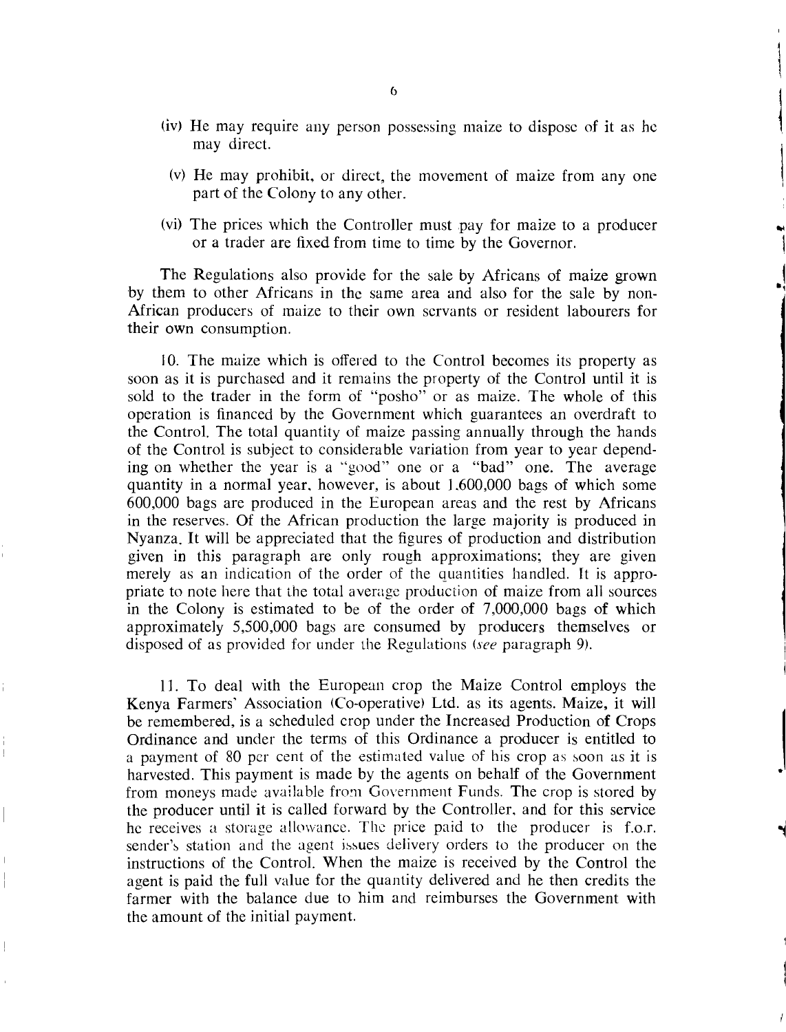(iv) He may require any person possessing maize to dispose of it as he may direct.

(v) He may prohibit, or direct, the movement of maize from any one part of the Colony to any other.

(vi) The prices which the Controller must pay for maize to a producer or a trader are fixed from time to time by the Governor.

The Regulations also provide for the sale by Africans of maize grown by them to other Africans in the same area and also for the sale by non-African producers of maize to their own servants or resident labourers for their own consumption.

10. The maize which is offered to the Control becomes its property as soon as it is purchased and it remains the property of the Control until it is sold to the trader in the form of "posho" or as maize. The whole of this operation is financed by the Government which guarantees an overdraft to the Control. The total quantity of maize passing annually through the hands of the Control is subject to considerable variation from year to year depending on whether the year is a "good" one or a "bad" one. The average quantity in a normal year, however, is about 1,600,000 bags of which some 600,000 bags are produced in the European areas and the rest by Africans in the reserves. Of the African production the large majority is produced in Nyanza. It will be appreciated that the figures of production and distribution given in this paragraph are only rough approximations; they are given merely as an indication of the order of the quantities handled. It is appropriate to note here that the total average production of maize from all sources in the Colony is estimated to be of the order of 7,000,000 bags of which approximately 5,500,000 bags are consumed by producers themselves or disposed of as provided for under the Regulations (*see* paragraph 9).

11. To deal with the European crop the Maize Control employs the Kenya Farmers' Association (Co-operative) Ltd. as its agents. Maize, it will be remembered, is a scheduled crop under the Increased Production of Crops Ordinance and under the terms of this Ordinance a producer is entitled to a payment of 80 per cent of the estimated value of his crop as soon as it is harvested. This payment is made by the agents on behalf of the Government from moneys made available from Government Funds. The crop is stored by the producer until it is called forward by the Controller, and for this service he receives a storage allowance. The price paid to the producer is f.o.r. sender's station and the agent issues delivery orders to the producer on the instructions of the Control. When the maize is received by the Control the agent is paid the full value for the quantity delivered and he then credits the farmer with the balance due to him and reimburses the Government with the amount of the initial payment.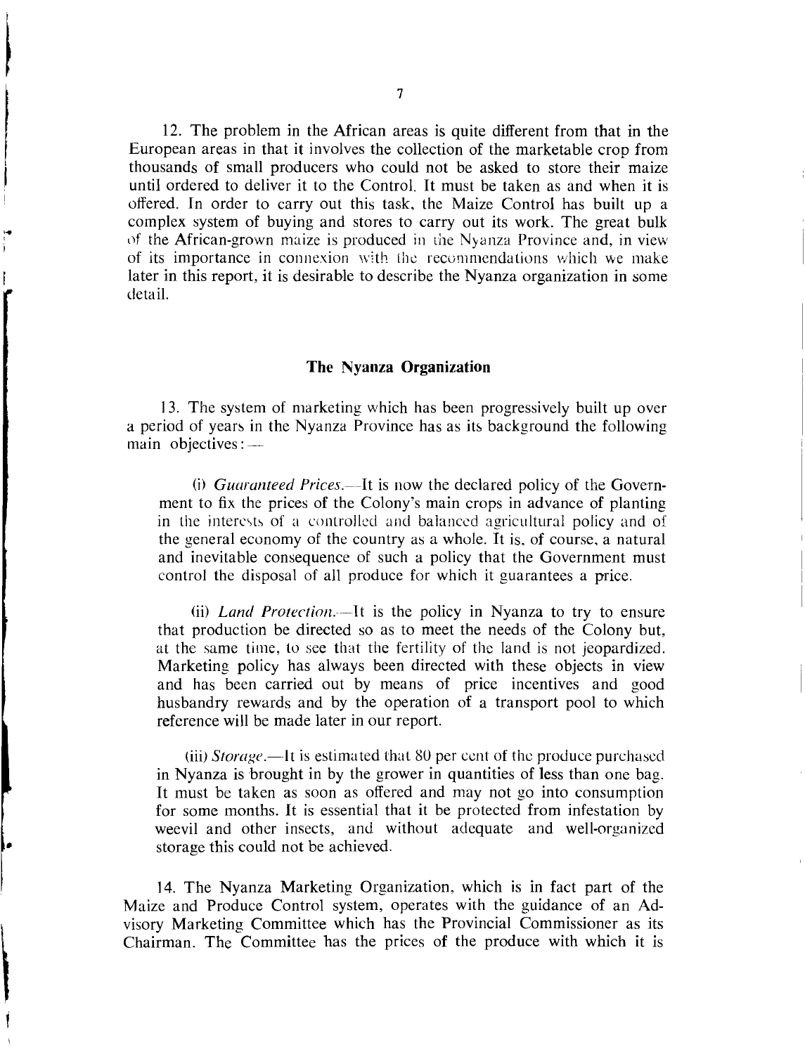12. The problem in the African areas is quite different from that in the European areas in that it involves the collection of the marketable crop from thousands of small producers who could not be asked to store their maize until ordered to deliver it to the Control. It must be taken as and when it is offered. In order to carry out this task, the Maize Control has built up a complex system of buying and stores to carry out its work. The great bulk of the African-grown maize is produced in the Nyanza Province and, in view of its importance in connexion with the recommendations which we make later in this report, it is desirable to describe the Nyanza organization in some detail.

### The Nyanza Organization

13. The system of marketing which has been progressively built up over a period of years in the Nyanza Province has as its background the following main objectives:—

(i) *Guaranteed Prices*.—It is now the declared policy of the Government to fix the prices of the Colony's main crops in advance of planting in the interests of a controlled and balanced agricultural policy and of the general economy of the country as a whole. It is, of course, a natural and inevitable consequence of such a policy that the Government must control the disposal of all produce for which it guarantees a price.

(ii) *Land Protection*.—It is the policy in Nyanza to try to ensure that production be directed so as to meet the needs of the Colony but, at the same time, to see that the fertility of the land is not jeopardized. Marketing policy has always been directed with these objects in view and has been carried out by means of price incentives and good husbandry rewards and by the operation of a transport pool to which reference will be made later in our report.

(iii) *Storage*.—It is estimated that 80 per cent of the produce purchased in Nyanza is brought in by the grower in quantities of less than one bag. It must be taken as soon as offered and may not go into consumption for some months. It is essential that it be protected from infestation by weevil and other insects, and without adequate and well-organized storage this could not be achieved.

14. The Nyanza Marketing Organization, which is in fact part of the Maize and Produce Control system, operates with the guidance of an Advisory Marketing Committee which has the Provincial Commissioner as its Chairman. The Committee has the prices of the produce with which it is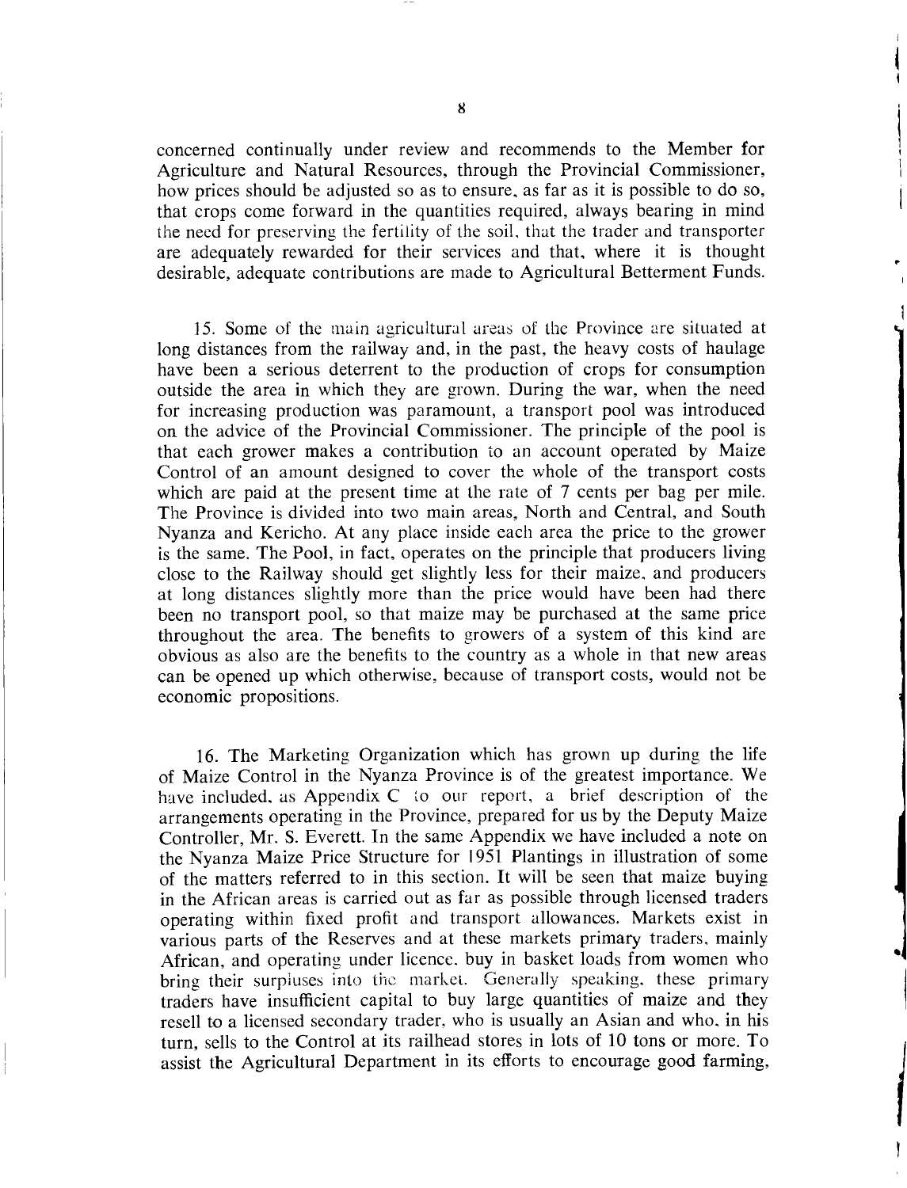concerned continually under review and recommends to the Member for Agriculture and Natural Resources, through the Provincial Commissioner, how prices should be adjusted so as to ensure, as far as it is possible to do so, that crops come forward in the quantities required, always bearing in mind the need for preserving the fertility of the soil, that the trader and transporter are adequately rewarded for their services and that, where it is thought desirable, adequate contributions are made to Agricultural Betterment Funds.

15. Some of the main agricultural areas of the Province are situated at long distances from the railway and, in the past, the heavy costs of haulage have been a serious deterrent to the production of crops for consumption outside the area in which they are grown. During the war, when the need for increasing production was paramount, a transport pool was introduced on the advice of the Provincial Commissioner. The principle of the pool is that each grower makes a contribution to an account operated by Maize Control of an amount designed to cover the whole of the transport costs which are paid at the present time at the rate of 7 cents per bag per mile. The Province is divided into two main areas, North and Central, and South Nyanza and Kericho. At any place inside each area the price to the grower is the same. The Pool, in fact, operates on the principle that producers living close to the Railway should get slightly less for their maize, and producers at long distances slightly more than the price would have been had there been no transport pool, so that maize may be purchased at the same price throughout the area. The benefits to growers of a system of this kind are obvious as also are the benefits to the country as a whole in that new areas can be opened up which otherwise, because of transport costs, would not be economic propositions.

16. The Marketing Organization which has grown up during the life of Maize Control in the Nyanza Province is of the greatest importance. We have included, as Appendix C to our report, a brief description of the arrangements operating in the Province, prepared for us by the Deputy Maize Controller, Mr. S. Everett. In the same Appendix we have included a note on the Nyanza Maize Price Structure for 1951 Plantings in illustration of some of the matters referred to in this section. It will be seen that maize buying in the African areas is carried out as far as possible through licensed traders operating within fixed profit and transport allowances. Markets exist in various parts of the Reserves and at these markets primary traders, mainly African, and operating under licence, buy in basket loads from women who bring their surpluses into the market. Generally speaking, these primary traders have insufficient capital to buy large quantities of maize and they resell to a licensed secondary trader, who is usually an Asian and who, in his turn, sells to the Control at its railhead stores in lots of 10 tons or more. To assist the Agricultural Department in its efforts to encourage good farming,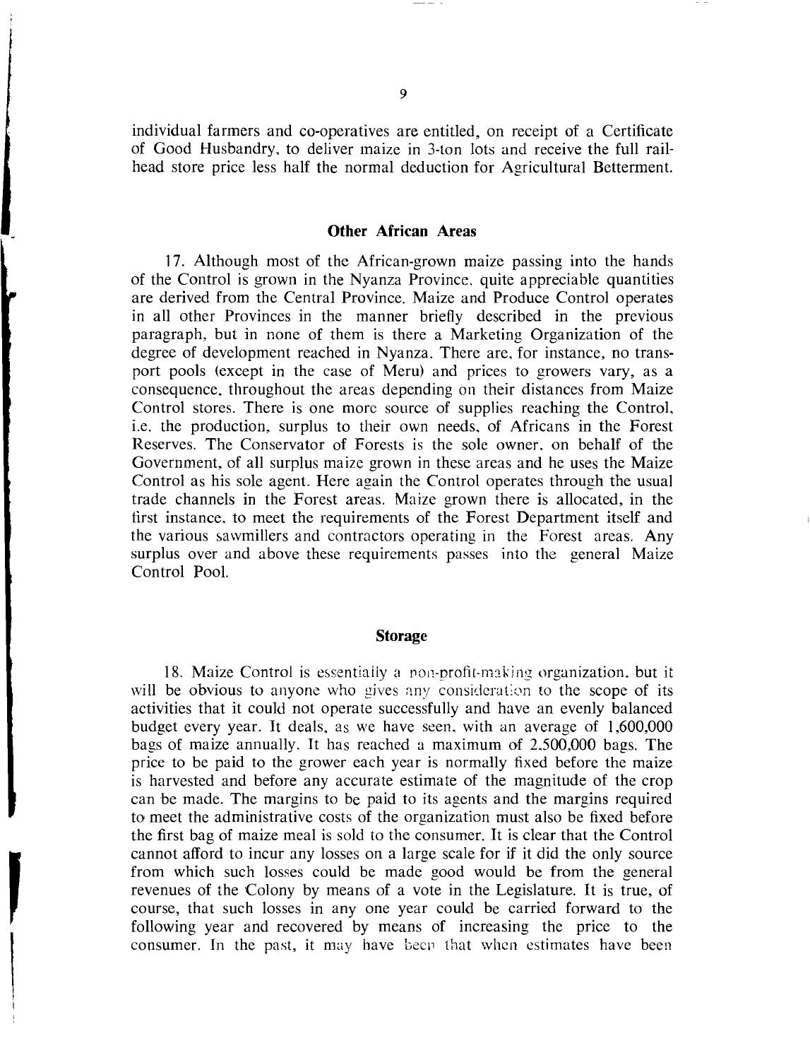individual farmers and co-operatives are entitled, on receipt of a Certificate of Good Husbandry, to deliver maize in 3-ton lots and receive the full rail-head store price less half the normal deduction for Agricultural Betterment.

## Other African Areas

17. Although most of the African-grown maize passing into the hands of the Control is grown in the Nyanza Province, quite appreciable quantities are derived from the Central Province. Maize and Produce Control operates in all other Provinces in the manner briefly described in the previous paragraph, but in none of them is there a Marketing Organization of the degree of development reached in Nyanza. There are, for instance, no transport pools (except in the case of Meru) and prices to growers vary, as a consequence, throughout the areas depending on their distances from Maize Control stores. There is one more source of supplies reaching the Control, i.e. the production, surplus to their own needs, of Africans in the Forest Reserves. The Conservator of Forests is the sole owner, on behalf of the Government, of all surplus maize grown in these areas and he uses the Maize Control as his sole agent. Here again the Control operates through the usual trade channels in the Forest areas. Maize grown there is allocated, in the first instance, to meet the requirements of the Forest Department itself and the various sawmillers and contractors operating in the Forest areas. Any surplus over and above these requirements passes into the general Maize Control Pool.

## Storage

18. Maize Control is essentially a non-profit-making organization, but it will be obvious to anyone who gives any consideration to the scope of its activities that it could not operate successfully and have an evenly balanced budget every year. It deals, as we have seen, with an average of 1,600,000 bags of maize annually. It has reached a maximum of 2,500,000 bags. The price to be paid to the grower each year is normally fixed before the maize is harvested and before any accurate estimate of the magnitude of the crop can be made. The margins to be paid to its agents and the margins required to meet the administrative costs of the organization must also be fixed before the first bag of maize meal is sold to the consumer. It is clear that the Control cannot afford to incur any losses on a large scale for if it did the only source from which such losses could be made good would be from the general revenues of the Colony by means of a vote in the Legislature. It is true, of course, that such losses in any one year could be carried forward to the following year and recovered by means of increasing the price to the consumer. In the past, it may have been that when estimates have been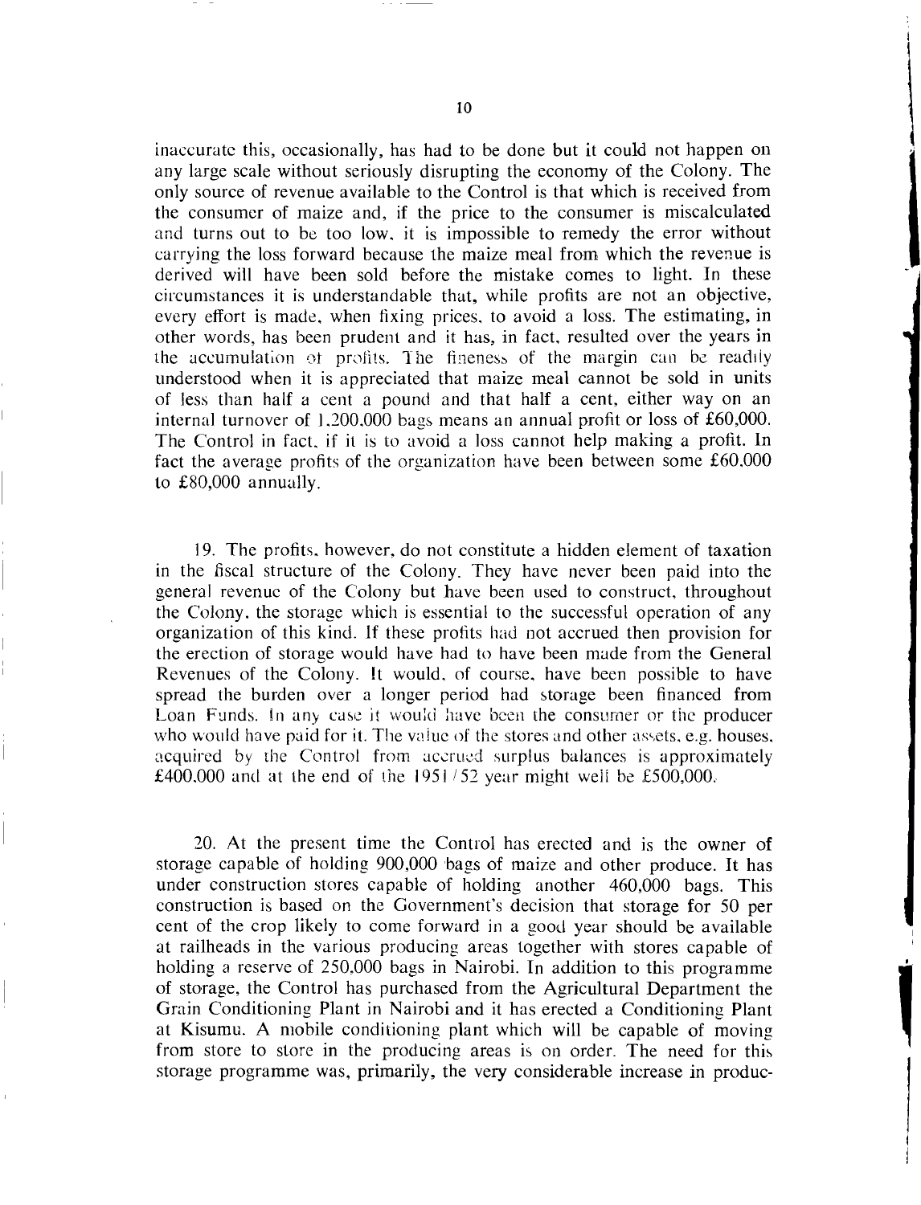inaccurate this, occasionally, has had to be done but it could not happen on any large scale without seriously disrupting the economy of the Colony. The only source of revenue available to the Control is that which is received from the consumer of maize and, if the price to the consumer is miscalculated and turns out to be too low, it is impossible to remedy the error without carrying the loss forward because the maize meal from which the revenue is derived will have been sold before the mistake comes to light. In these circumstances it is understandable that, while profits are not an objective, every effort is made, when fixing prices, to avoid a loss. The estimating, in other words, has been prudent and it has, in fact, resulted over the years in the accumulation of profits. The fineness of the margin can be readily understood when it is appreciated that maize meal cannot be sold in units of less than half a cent a pound and that half a cent, either way on an internal turnover of 1,200,000 bags means an annual profit or loss of £60,000. The Control in fact, if it is to avoid a loss cannot help making a profit. In fact the average profits of the organization have been between some £60,000 to £80,000 annually.

19. The profits, however, do not constitute a hidden element of taxation in the fiscal structure of the Colony. They have never been paid into the general revenue of the Colony but have been used to construct, throughout the Colony, the storage which is essential to the successful operation of any organization of this kind. If these profits had not accrued then provision for the erection of storage would have had to have been made from the General Revenues of the Colony. It would, of course, have been possible to have spread the burden over a longer period had storage been financed from Loan Funds. In any case it would have been the consumer or the producer who would have paid for it. The value of the stores and other assets, e.g. houses, acquired by the Control from accrued surplus balances is approximately £400,000 and at the end of the 1951/52 year might well be £500,000.

20. At the present time the Control has erected and is the owner of storage capable of holding 900,000 bags of maize and other produce. It has under construction stores capable of holding another 460,000 bags. This construction is based on the Government's decision that storage for 50 per cent of the crop likely to come forward in a good year should be available at railheads in the various producing areas together with stores capable of holding a reserve of 250,000 bags in Nairobi. In addition to this programme of storage, the Control has purchased from the Agricultural Department the Grain Conditioning Plant in Nairobi and it has erected a Conditioning Plant at Kisumu. A mobile conditioning plant which will be capable of moving from store to store in the producing areas is on order. The need for this storage programme was, primarily, the very considerable increase in produc-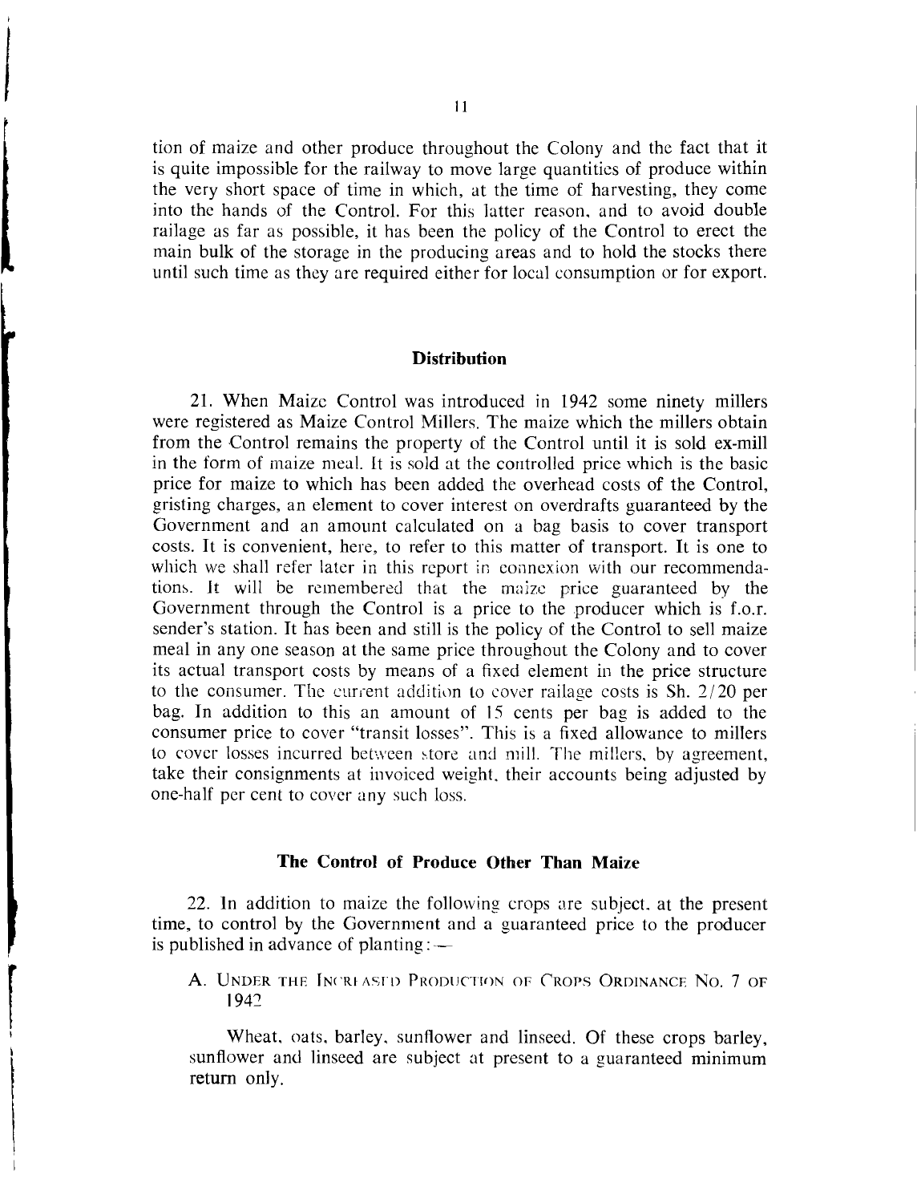tion of maize and other produce throughout the Colony and the fact that it is quite impossible for the railway to move large quantities of produce within the very short space of time in which, at the time of harvesting, they come into the hands of the Control. For this latter reason, and to avoid double railage as far as possible, it has been the policy of the Control to erect the main bulk of the storage in the producing areas and to hold the stocks there until such time as they are required either for local consumption or for export.

## Distribution

21. When Maize Control was introduced in 1942 some ninety millers were registered as Maize Control Millers. The maize which the millers obtain from the Control remains the property of the Control until it is sold ex-mill in the form of maize meal. It is sold at the controlled price which is the basic price for maize to which has been added the overhead costs of the Control, gristing charges, an element to cover interest on overdrafts guaranteed by the Government and an amount calculated on a bag basis to cover transport costs. It is convenient, here, to refer to this matter of transport. It is one to which we shall refer later in this report in connexion with our recommendations. It will be remembered that the maize price guaranteed by the Government through the Control is a price to the producer which is f.o.r. sender's station. It has been and still is the policy of the Control to sell maize meal in any one season at the same price throughout the Colony and to cover its actual transport costs by means of a fixed element in the price structure to the consumer. The current addition to cover railage costs is Sh. 2/20 per bag. In addition to this an amount of 15 cents per bag is added to the consumer price to cover "transit losses". This is a fixed allowance to millers to cover losses incurred between store and mill. The millers, by agreement, take their consignments at invoiced weight, their accounts being adjusted by one-half per cent to cover any such loss.

## The Control of Produce Other Than Maize

22. In addition to maize the following crops are subject, at the present time, to control by the Government and a guaranteed price to the producer is published in advance of planting:—

A. Under the Increased Production of Crops Ordinance No. 7 of 1942

Wheat, oats, barley, sunflower and linseed. Of these crops barley, sunflower and linseed are subject at present to a guaranteed minimum return only.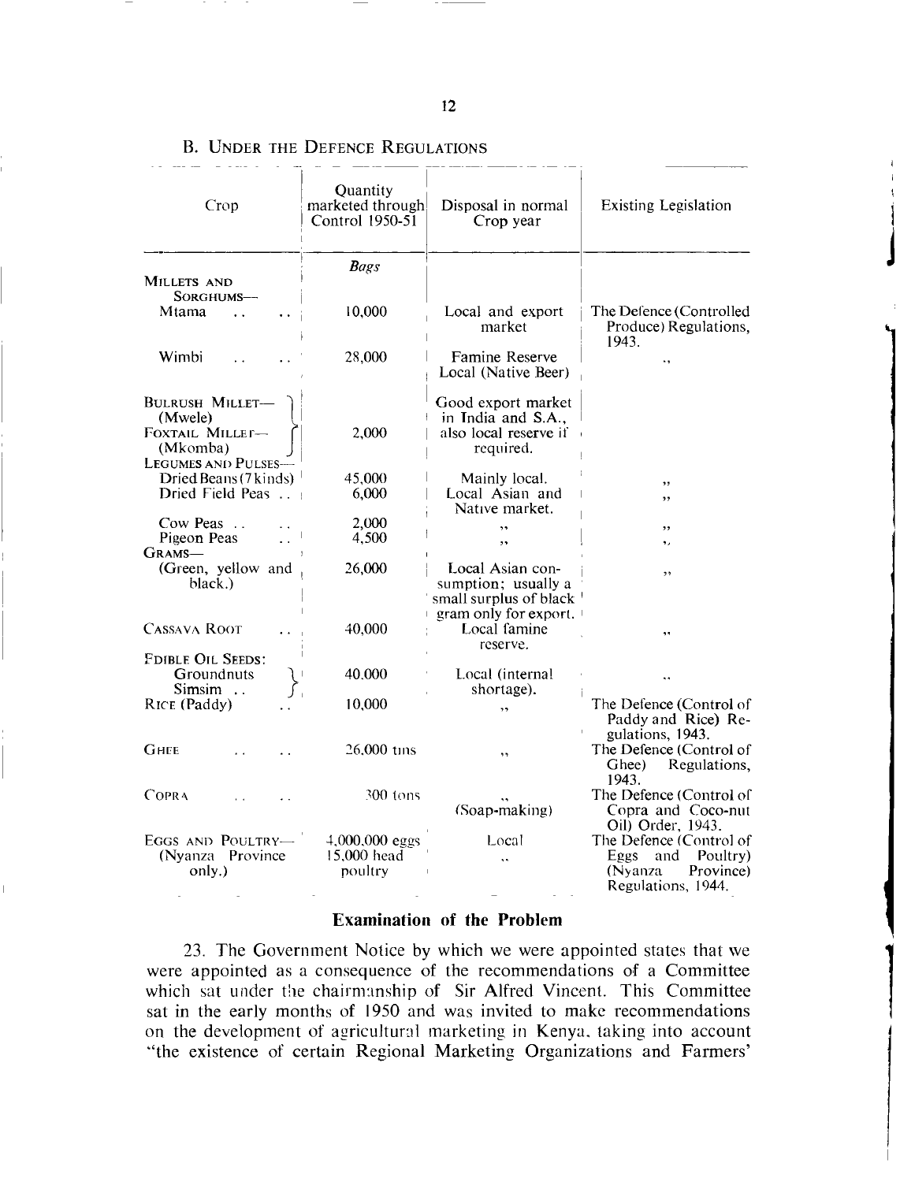## B. Under the Defence Regulations

| Crop | Quantity marketed through Control 1950-51 | Disposal in normal Crop year | Existing Legislation |
|---|---|---|---|
| | *Bags* | | |
| MILLETS AND SORGHUMS— | | | |
| Mtama .. .. | 10,000 | Local and export market | The Defence (Controlled Produce) Regulations, 1943. |
| Wimbi .. .. | 28,000 | Famine Reserve Local (Native Beer) | ,, |
| BULRUSH MILLET— (Mwele) FOXTAIL MILLET— (Mkomba) | 2,000 | Good export market in India and S.A., also local reserve if required. | |
| LEGUMES AND PULSES— | | | |
| Dried Beans (7 kinds) | 45,000 | Mainly local. | ,, |
| Dried Field Peas .. | 6,000 | Local Asian and Native market. | ,, |
| Cow Peas .. .. | 2,000 | ,, | ,, |
| Pigeon Peas .. | 4,500 | ,, | ,, |
| GRAMS— (Green, yellow and black.) | 26,000 | Local Asian consumption; usually a small surplus of black gram only for export. | ,, |
| CASSAVA ROOT .. | 40,000 | Local famine reserve. | ,, |
| EDIBLE OIL SEEDS: Groundnuts Simsim .. | 40,000 | Local (internal shortage). | ,, |
| RICE (Paddy) .. | 10,000 | ,, | The Defence (Control of Paddy and Rice) Regulations, 1943. |
| GHEE .. .. | 26,000 tins | ,, | The Defence (Control of Ghee) Regulations, 1943. |
| COPRA .. .. | 300 tons | ,, (Soap-making) | The Defence (Control of Copra and Coco-nut Oil) Order, 1943. |
| EGGS AND POULTRY— (Nyanza Province only.) | 4,000,000 eggs 15,000 head poultry | Local ,, | The Defence (Control of Eggs and Poultry) (Nyanza Province) Regulations, 1944. |

### Examination of the Problem

23. The Government Notice by which we were appointed states that we were appointed as a consequence of the recommendations of a Committee which sat under the chairmanship of Sir Alfred Vincent. This Committee sat in the early months of 1950 and was invited to make recommendations on the development of agricultural marketing in Kenya, taking into account "the existence of certain Regional Marketing Organizations and Farmers'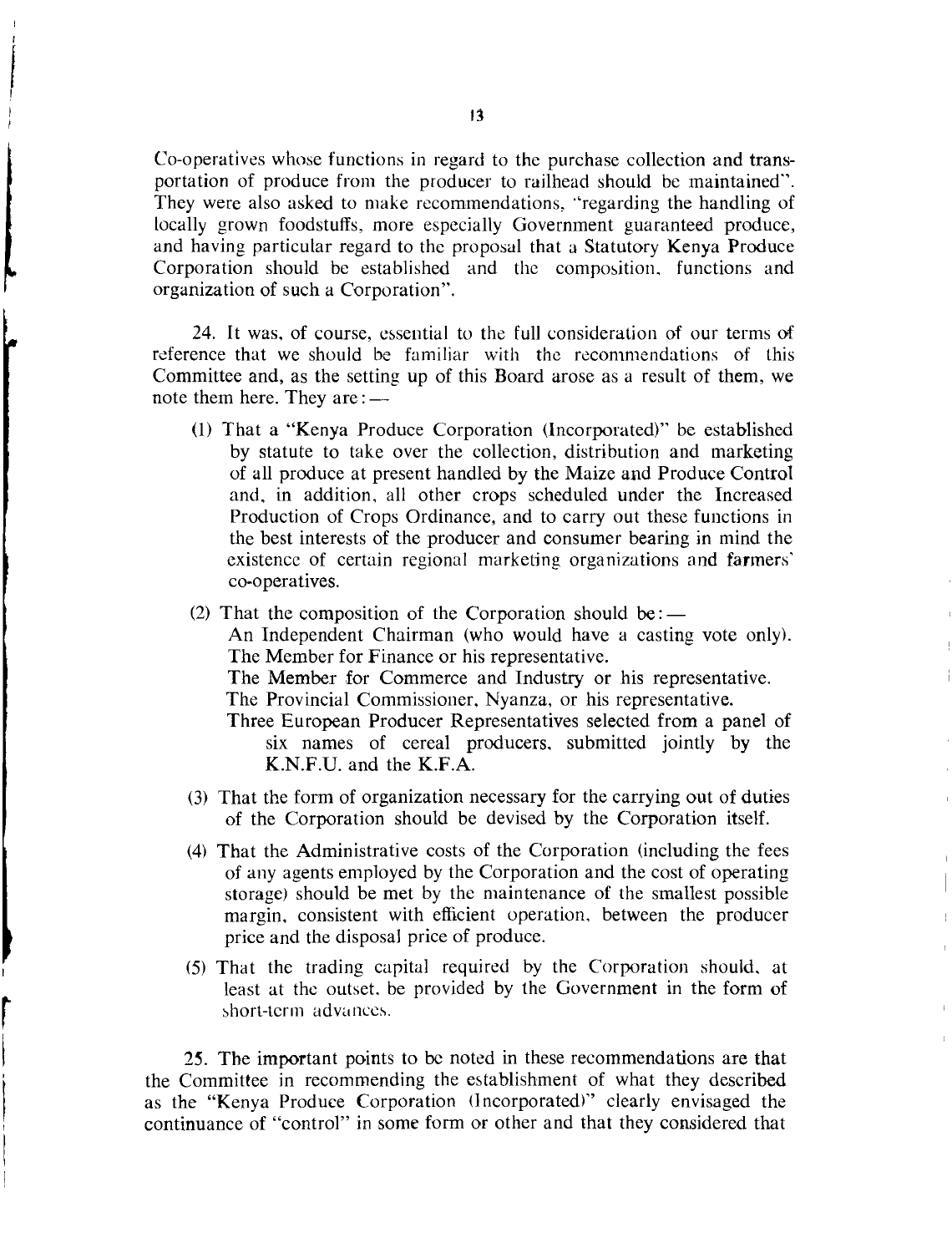Co-operatives whose functions in regard to the purchase collection and transportation of produce from the producer to railhead should be maintained". They were also asked to make recommendations, "regarding the handling of locally grown foodstuffs, more especially Government guaranteed produce, and having particular regard to the proposal that a Statutory Kenya Produce Corporation should be established and the composition, functions and organization of such a Corporation".

24. It was, of course, essential to the full consideration of our terms of reference that we should be familiar with the recommendations of this Committee and, as the setting up of this Board arose as a result of them, we note them here. They are:—

(1) That a "Kenya Produce Corporation (Incorporated)" be established by statute to take over the collection, distribution and marketing of all produce at present handled by the Maize and Produce Control and, in addition, all other crops scheduled under the Increased Production of Crops Ordinance, and to carry out these functions in the best interests of the producer and consumer bearing in mind the existence of certain regional marketing organizations and farmers' co-operatives.

(2) That the composition of the Corporation should be:—
An Independent Chairman (who would have a casting vote only).
The Member for Finance or his representative.
The Member for Commerce and Industry or his representative.
The Provincial Commissioner, Nyanza, or his representative.
Three European Producer Representatives selected from a panel of six names of cereal producers, submitted jointly by the K.N.F.U. and the K.F.A.

(3) That the form of organization necessary for the carrying out of duties of the Corporation should be devised by the Corporation itself.

(4) That the Administrative costs of the Corporation (including the fees of any agents employed by the Corporation and the cost of operating storage) should be met by the maintenance of the smallest possible margin, consistent with efficient operation, between the producer price and the disposal price of produce.

(5) That the trading capital required by the Corporation should, at least at the outset, be provided by the Government in the form of short-term advances.

25. The important points to be noted in these recommendations are that the Committee in recommending the establishment of what they described as the "Kenya Produce Corporation (Incorporated)" clearly envisaged the continuance of "control" in some form or other and that they considered that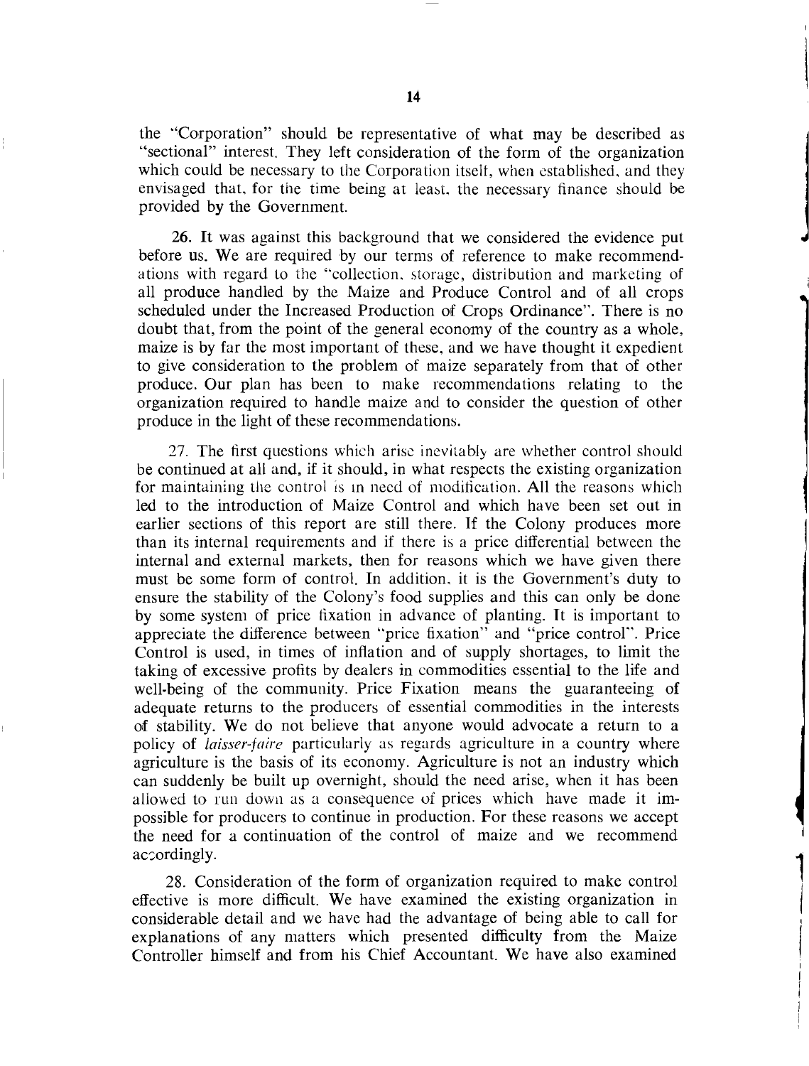the "Corporation" should be representative of what may be described as "sectional" interest. They left consideration of the form of the organization which could be necessary to the Corporation itself, when established, and they envisaged that, for the time being at least, the necessary finance should be provided by the Government.

26. It was against this background that we considered the evidence put before us. We are required by our terms of reference to make recommendations with regard to the "collection, storage, distribution and marketing of all produce handled by the Maize and Produce Control and of all crops scheduled under the Increased Production of Crops Ordinance". There is no doubt that, from the point of the general economy of the country as a whole, maize is by far the most important of these, and we have thought it expedient to give consideration to the problem of maize separately from that of other produce. Our plan has been to make recommendations relating to the organization required to handle maize and to consider the question of other produce in the light of these recommendations.

27. The first questions which arise inevitably are whether control should be continued at all and, if it should, in what respects the existing organization for maintaining the control is in need of modification. All the reasons which led to the introduction of Maize Control and which have been set out in earlier sections of this report are still there. If the Colony produces more than its internal requirements and if there is a price differential between the internal and external markets, then for reasons which we have given there must be some form of control. In addition, it is the Government's duty to ensure the stability of the Colony's food supplies and this can only be done by some system of price fixation in advance of planting. It is important to appreciate the difference between "price fixation" and "price control". Price Control is used, in times of inflation and of supply shortages, to limit the taking of excessive profits by dealers in commodities essential to the life and well-being of the community. Price Fixation means the guaranteeing of adequate returns to the producers of essential commodities in the interests of stability. We do not believe that anyone would advocate a return to a policy of *laisser-faire* particularly as regards agriculture in a country where agriculture is the basis of its economy. Agriculture is not an industry which can suddenly be built up overnight, should the need arise, when it has been allowed to run down as a consequence of prices which have made it impossible for producers to continue in production. For these reasons we accept the need for a continuation of the control of maize and we recommend accordingly.

28. Consideration of the form of organization required to make control effective is more difficult. We have examined the existing organization in considerable detail and we have had the advantage of being able to call for explanations of any matters which presented difficulty from the Maize Controller himself and from his Chief Accountant. We have also examined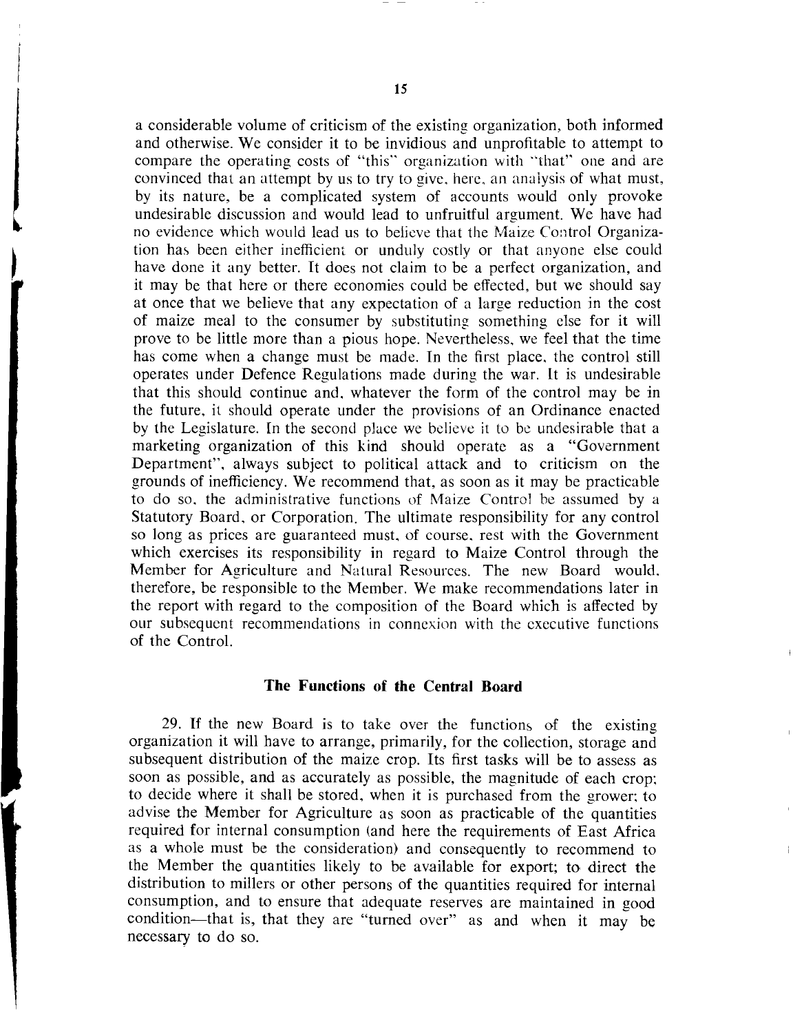a considerable volume of criticism of the existing organization, both informed and otherwise. We consider it to be invidious and unprofitable to attempt to compare the operating costs of "this" organization with "that" one and are convinced that an attempt by us to try to give, here, an analysis of what must, by its nature, be a complicated system of accounts would only provoke undesirable discussion and would lead to unfruitful argument. We have had no evidence which would lead us to believe that the Maize Control Organization has been either inefficient or unduly costly or that anyone else could have done it any better. It does not claim to be a perfect organization, and it may be that here or there economies could be effected, but we should say at once that we believe that any expectation of a large reduction in the cost of maize meal to the consumer by substituting something else for it will prove to be little more than a pious hope. Nevertheless, we feel that the time has come when a change must be made. In the first place, the control still operates under Defence Regulations made during the war. It is undesirable that this should continue and, whatever the form of the control may be in the future, it should operate under the provisions of an Ordinance enacted by the Legislature. In the second place we believe it to be undesirable that a marketing organization of this kind should operate as a "Government Department", always subject to political attack and to criticism on the grounds of inefficiency. We recommend that, as soon as it may be practicable to do so, the administrative functions of Maize Control be assumed by a Statutory Board, or Corporation. The ultimate responsibility for any control so long as prices are guaranteed must, of course, rest with the Government which exercises its responsibility in regard to Maize Control through the Member for Agriculture and Natural Resources. The new Board would, therefore, be responsible to the Member. We make recommendations later in the report with regard to the composition of the Board which is affected by our subsequent recommendations in connexion with the executive functions of the Control.

### The Functions of the Central Board

29. If the new Board is to take over the functions of the existing organization it will have to arrange, primarily, for the collection, storage and subsequent distribution of the maize crop. Its first tasks will be to assess as soon as possible, and as accurately as possible, the magnitude of each crop; to decide where it shall be stored, when it is purchased from the grower; to advise the Member for Agriculture as soon as practicable of the quantities required for internal consumption (and here the requirements of East Africa as a whole must be the consideration) and consequently to recommend to the Member the quantities likely to be available for export; to direct the distribution to millers or other persons of the quantities required for internal consumption, and to ensure that adequate reserves are maintained in good condition—that is, that they are "turned over" as and when it may be necessary to do so.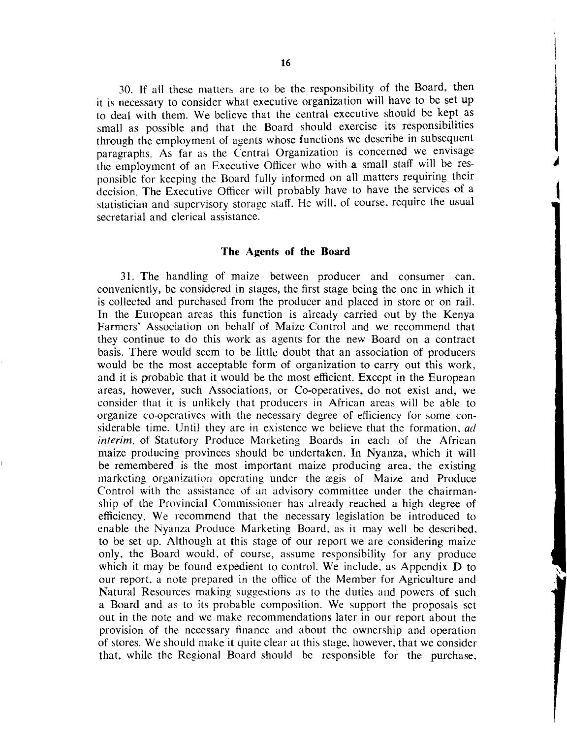30. If all these matters are to be the responsibility of the Board, then it is necessary to consider what executive organization will have to be set up to deal with them. We believe that the central executive should be kept as small as possible and that the Board should exercise its responsibilities through the employment of agents whose functions we describe in subsequent paragraphs. As far as the Central Organization is concerned we envisage the employment of an Executive Officer who with a small staff will be responsible for keeping the Board fully informed on all matters requiring their decision. The Executive Officer will probably have to have the services of a statistician and supervisory storage staff. He will, of course, require the usual secretarial and clerical assistance.

### The Agents of the Board

31. The handling of maize between producer and consumer can, conveniently, be considered in stages, the first stage being the one in which it is collected and purchased from the producer and placed in store or on rail. In the European areas this function is already carried out by the Kenya Farmers' Association on behalf of Maize Control and we recommend that they continue to do this work as agents for the new Board on a contract basis. There would seem to be little doubt that an association of producers would be the most acceptable form of organization to carry out this work, and it is probable that it would be the most efficient. Except in the European areas, however, such Associations, or Co-operatives, do not exist and, we consider that it is unlikely that producers in African areas will be able to organize co-operatives with the necessary degree of efficiency for some considerable time. Until they are in existence we believe that the formation, *ad interim*, of Statutory Produce Marketing Boards in each of the African maize producing provinces should be undertaken. In Nyanza, which it will be remembered is the most important maize producing area, the existing marketing organization operating under the ægis of Maize and Produce Control with the assistance of an advisory committee under the chairmanship of the Provincial Commissioner has already reached a high degree of efficiency. We recommend that the necessary legislation be introduced to enable the Nyanza Produce Marketing Board, as it may well be described, to be set up. Although at this stage of our report we are considering maize only, the Board would, of course, assume responsibility for any produce which it may be found expedient to control. We include, as Appendix D to our report, a note prepared in the office of the Member for Agriculture and Natural Resources making suggestions as to the duties and powers of such a Board and as to its probable composition. We support the proposals set out in the note and we make recommendations later in our report about the provision of the necessary finance and about the ownership and operation of stores. We should make it quite clear at this stage, however, that we consider that, while the Regional Board should be responsible for the purchase,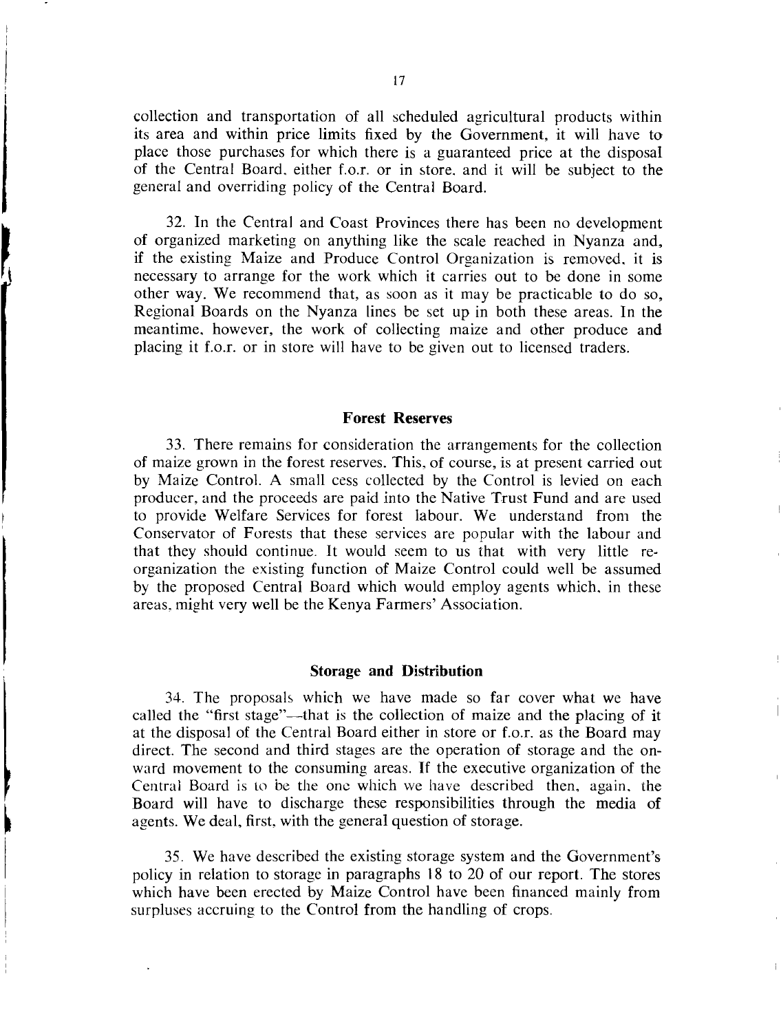collection and transportation of all scheduled agricultural products within its area and within price limits fixed by the Government, it will have to place those purchases for which there is a guaranteed price at the disposal of the Central Board, either f.o.r. or in store, and it will be subject to the general and overriding policy of the Central Board.

32. In the Central and Coast Provinces there has been no development of organized marketing on anything like the scale reached in Nyanza and, if the existing Maize and Produce Control Organization is removed, it is necessary to arrange for the work which it carries out to be done in some other way. We recommend that, as soon as it may be practicable to do so, Regional Boards on the Nyanza lines be set up in both these areas. In the meantime, however, the work of collecting maize and other produce and placing it f.o.r. or in store will have to be given out to licensed traders.

### Forest Reserves

33. There remains for consideration the arrangements for the collection of maize grown in the forest reserves. This, of course, is at present carried out by Maize Control. A small cess collected by the Control is levied on each producer, and the proceeds are paid into the Native Trust Fund and are used to provide Welfare Services for forest labour. We understand from the Conservator of Forests that these services are popular with the labour and that they should continue. It would seem to us that with very little re-organization the existing function of Maize Control could well be assumed by the proposed Central Board which would employ agents which, in these areas, might very well be the Kenya Farmers' Association.

### Storage and Distribution

34. The proposals which we have made so far cover what we have called the "first stage"—that is the collection of maize and the placing of it at the disposal of the Central Board either in store or f.o.r. as the Board may direct. The second and third stages are the operation of storage and the onward movement to the consuming areas. If the executive organization of the Central Board is to be the one which we have described then, again, the Board will have to discharge these responsibilities through the media of agents. We deal, first, with the general question of storage.

35. We have described the existing storage system and the Government's policy in relation to storage in paragraphs 18 to 20 of our report. The stores which have been erected by Maize Control have been financed mainly from surpluses accruing to the Control from the handling of crops.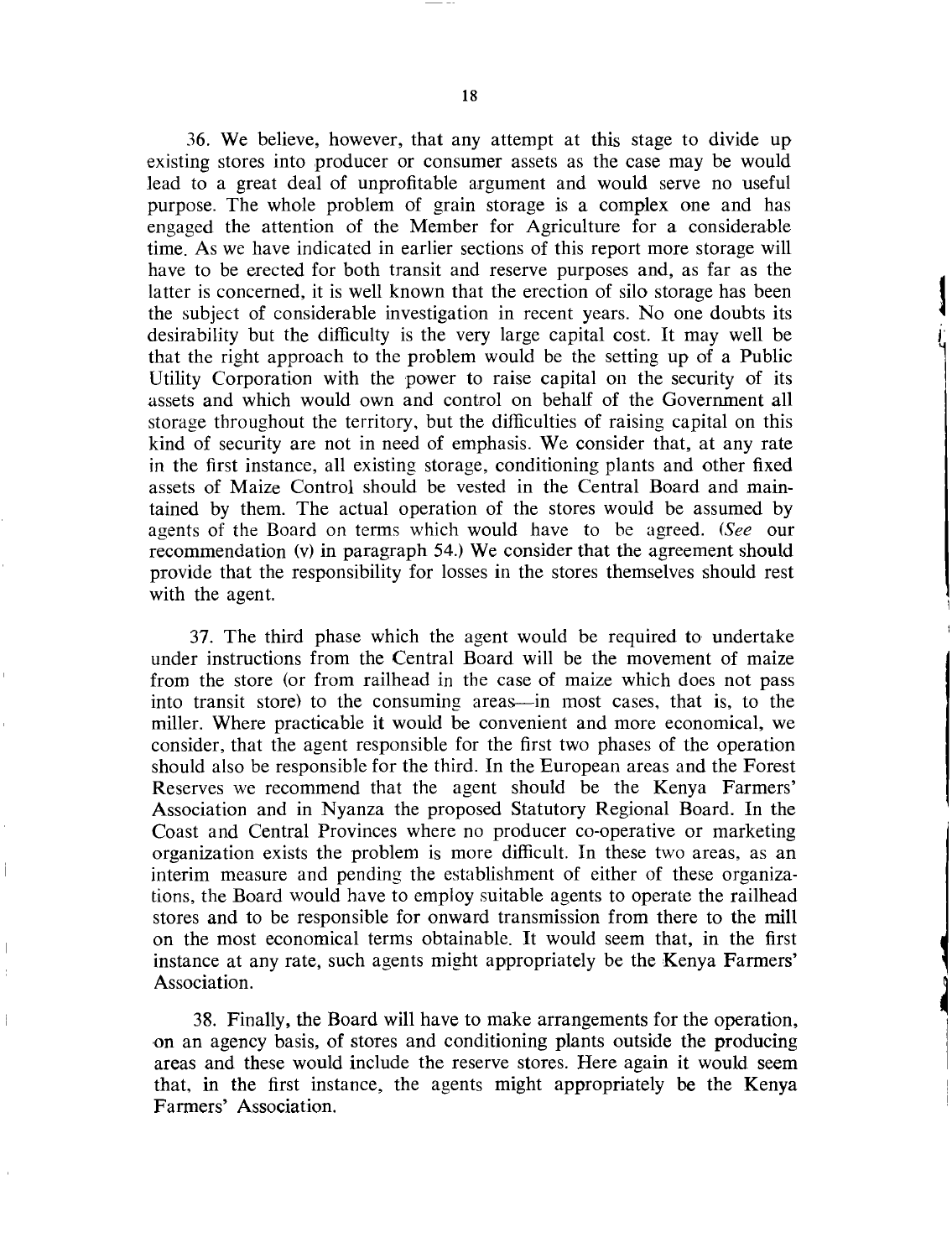36. We believe, however, that any attempt at this stage to divide up existing stores into producer or consumer assets as the case may be would lead to a great deal of unprofitable argument and would serve no useful purpose. The whole problem of grain storage is a complex one and has engaged the attention of the Member for Agriculture for a considerable time. As we have indicated in earlier sections of this report more storage will have to be erected for both transit and reserve purposes and, as far as the latter is concerned, it is well known that the erection of silo storage has been the subject of considerable investigation in recent years. No one doubts its desirability but the difficulty is the very large capital cost. It may well be that the right approach to the problem would be the setting up of a Public Utility Corporation with the power to raise capital on the security of its assets and which would own and control on behalf of the Government all storage throughout the territory, but the difficulties of raising capital on this kind of security are not in need of emphasis. We consider that, at any rate in the first instance, all existing storage, conditioning plants and other fixed assets of Maize Control should be vested in the Central Board and maintained by them. The actual operation of the stores would be assumed by agents of the Board on terms which would have to be agreed. (*See* our recommendation (v) in paragraph 54.) We consider that the agreement should provide that the responsibility for losses in the stores themselves should rest with the agent.

37. The third phase which the agent would be required to undertake under instructions from the Central Board will be the movement of maize from the store (or from railhead in the case of maize which does not pass into transit store) to the consuming areas—in most cases, that is, to the miller. Where practicable it would be convenient and more economical, we consider, that the agent responsible for the first two phases of the operation should also be responsible for the third. In the European areas and the Forest Reserves we recommend that the agent should be the Kenya Farmers' Association and in Nyanza the proposed Statutory Regional Board. In the Coast and Central Provinces where no producer co-operative or marketing organization exists the problem is more difficult. In these two areas, as an interim measure and pending the establishment of either of these organizations, the Board would have to employ suitable agents to operate the railhead stores and to be responsible for onward transmission from there to the mill on the most economical terms obtainable. It would seem that, in the first instance at any rate, such agents might appropriately be the Kenya Farmers' Association.

38. Finally, the Board will have to make arrangements for the operation, on an agency basis, of stores and conditioning plants outside the producing areas and these would include the reserve stores. Here again it would seem that, in the first instance, the agents might appropriately be the Kenya Farmers' Association.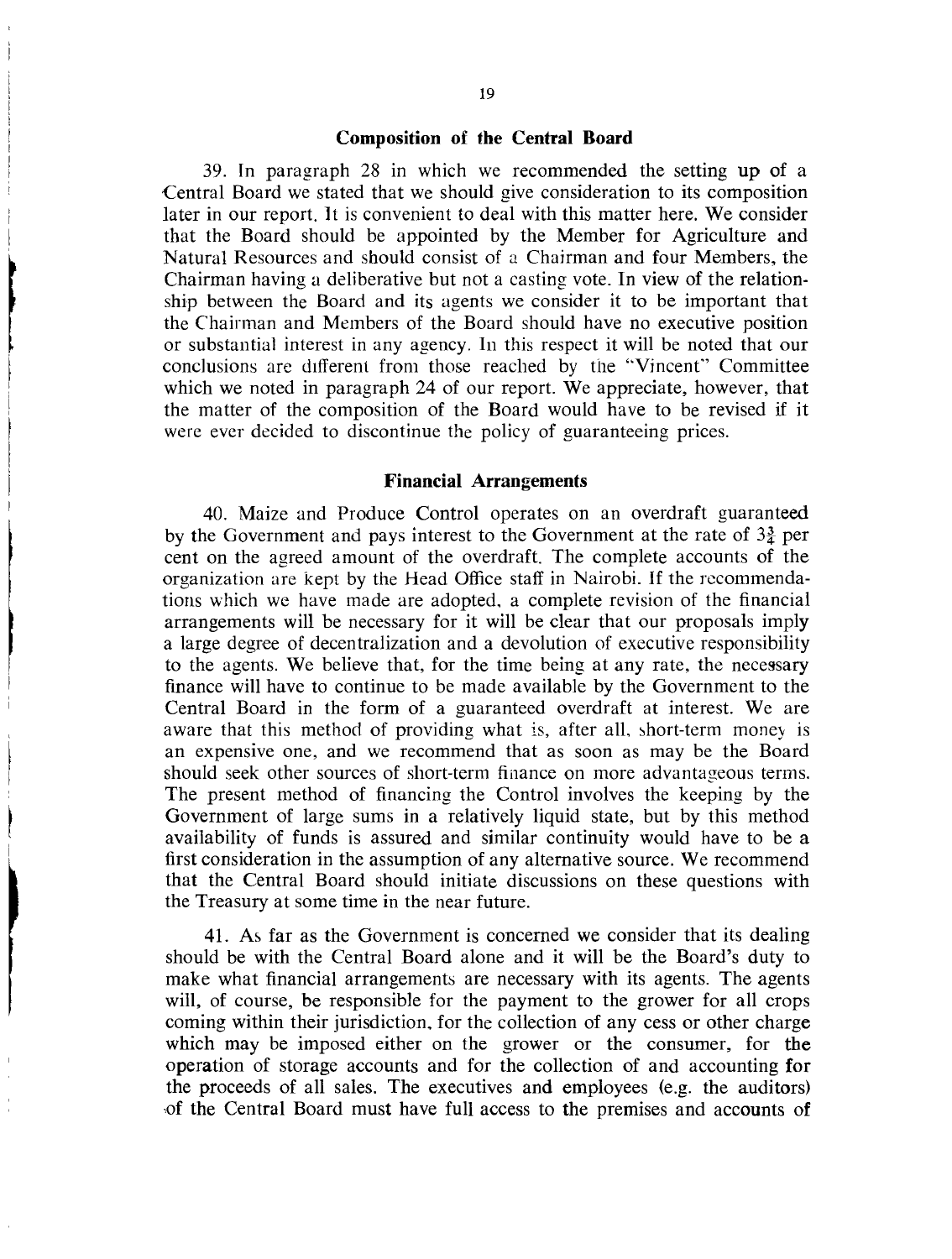### Composition of the Central Board

39. In paragraph 28 in which we recommended the setting up of a Central Board we stated that we should give consideration to its composition later in our report. It is convenient to deal with this matter here. We consider that the Board should be appointed by the Member for Agriculture and Natural Resources and should consist of a Chairman and four Members, the Chairman having a deliberative but not a casting vote. In view of the relationship between the Board and its agents we consider it to be important that the Chairman and Members of the Board should have no executive position or substantial interest in any agency. In this respect it will be noted that our conclusions are different from those reached by the "Vincent" Committee which we noted in paragraph 24 of our report. We appreciate, however, that the matter of the composition of the Board would have to be revised if it were ever decided to discontinue the policy of guaranteeing prices.

### Financial Arrangements

40. Maize and Produce Control operates on an overdraft guaranteed by the Government and pays interest to the Government at the rate of $3\frac{3}{4}$ per cent on the agreed amount of the overdraft. The complete accounts of the organization are kept by the Head Office staff in Nairobi. If the recommendations which we have made are adopted, a complete revision of the financial arrangements will be necessary for it will be clear that our proposals imply a large degree of decentralization and a devolution of executive responsibility to the agents. We believe that, for the time being at any rate, the necessary finance will have to continue to be made available by the Government to the Central Board in the form of a guaranteed overdraft at interest. We are aware that this method of providing what is, after all, short-term money is an expensive one, and we recommend that as soon as may be the Board should seek other sources of short-term finance on more advantageous terms. The present method of financing the Control involves the keeping by the Government of large sums in a relatively liquid state, but by this method availability of funds is assured and similar continuity would have to be a first consideration in the assumption of any alternative source. We recommend that the Central Board should initiate discussions on these questions with the Treasury at some time in the near future.

41. As far as the Government is concerned we consider that its dealing should be with the Central Board alone and it will be the Board's duty to make what financial arrangements are necessary with its agents. The agents will, of course, be responsible for the payment to the grower for all crops coming within their jurisdiction, for the collection of any cess or other charge which may be imposed either on the grower or the consumer, for the operation of storage accounts and for the collection of and accounting for the proceeds of all sales. The executives and employees (e.g. the auditors) of the Central Board must have full access to the premises and accounts of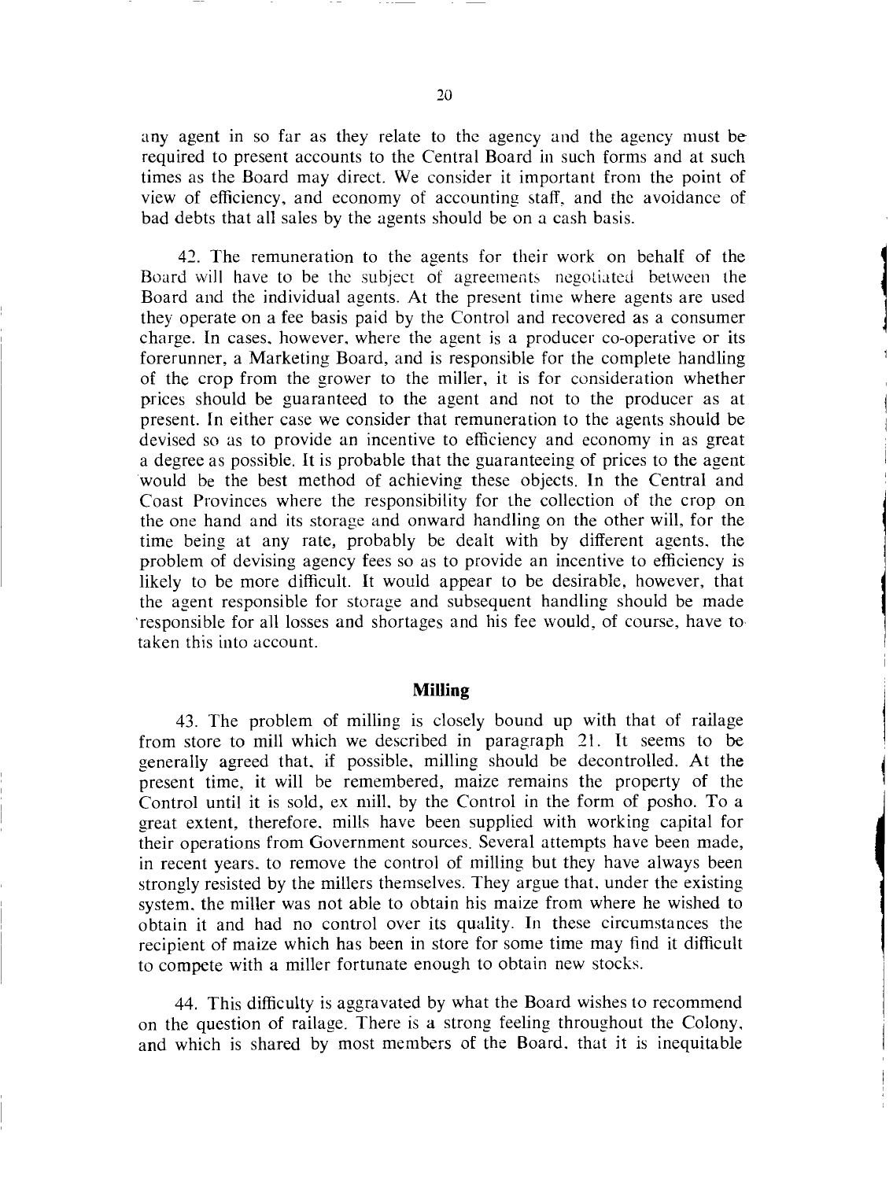any agent in so far as they relate to the agency and the agency must be required to present accounts to the Central Board in such forms and at such times as the Board may direct. We consider it important from the point of view of efficiency, and economy of accounting staff, and the avoidance of bad debts that all sales by the agents should be on a cash basis.

42. The remuneration to the agents for their work on behalf of the Board will have to be the subject of agreements negotiated between the Board and the individual agents. At the present time where agents are used they operate on a fee basis paid by the Control and recovered as a consumer charge. In cases, however, where the agent is a producer co-operative or its forerunner, a Marketing Board, and is responsible for the complete handling of the crop from the grower to the miller, it is for consideration whether prices should be guaranteed to the agent and not to the producer as at present. In either case we consider that remuneration to the agents should be devised so as to provide an incentive to efficiency and economy in as great a degree as possible. It is probable that the guaranteeing of prices to the agent would be the best method of achieving these objects. In the Central and Coast Provinces where the responsibility for the collection of the crop on the one hand and its storage and onward handling on the other will, for the time being at any rate, probably be dealt with by different agents, the problem of devising agency fees so as to provide an incentive to efficiency is likely to be more difficult. It would appear to be desirable, however, that the agent responsible for storage and subsequent handling should be made responsible for all losses and shortages and his fee would, of course, have to taken this into account.

## Milling

43. The problem of milling is closely bound up with that of railage from store to mill which we described in paragraph 21. It seems to be generally agreed that, if possible, milling should be decontrolled. At the present time, it will be remembered, maize remains the property of the Control until it is sold, ex mill, by the Control in the form of posho. To a great extent, therefore, mills have been supplied with working capital for their operations from Government sources. Several attempts have been made, in recent years, to remove the control of milling but they have always been strongly resisted by the millers themselves. They argue that, under the existing system, the miller was not able to obtain his maize from where he wished to obtain it and had no control over its quality. In these circumstances the recipient of maize which has been in store for some time may find it difficult to compete with a miller fortunate enough to obtain new stocks.

44. This difficulty is aggravated by what the Board wishes to recommend on the question of railage. There is a strong feeling throughout the Colony, and which is shared by most members of the Board, that it is inequitable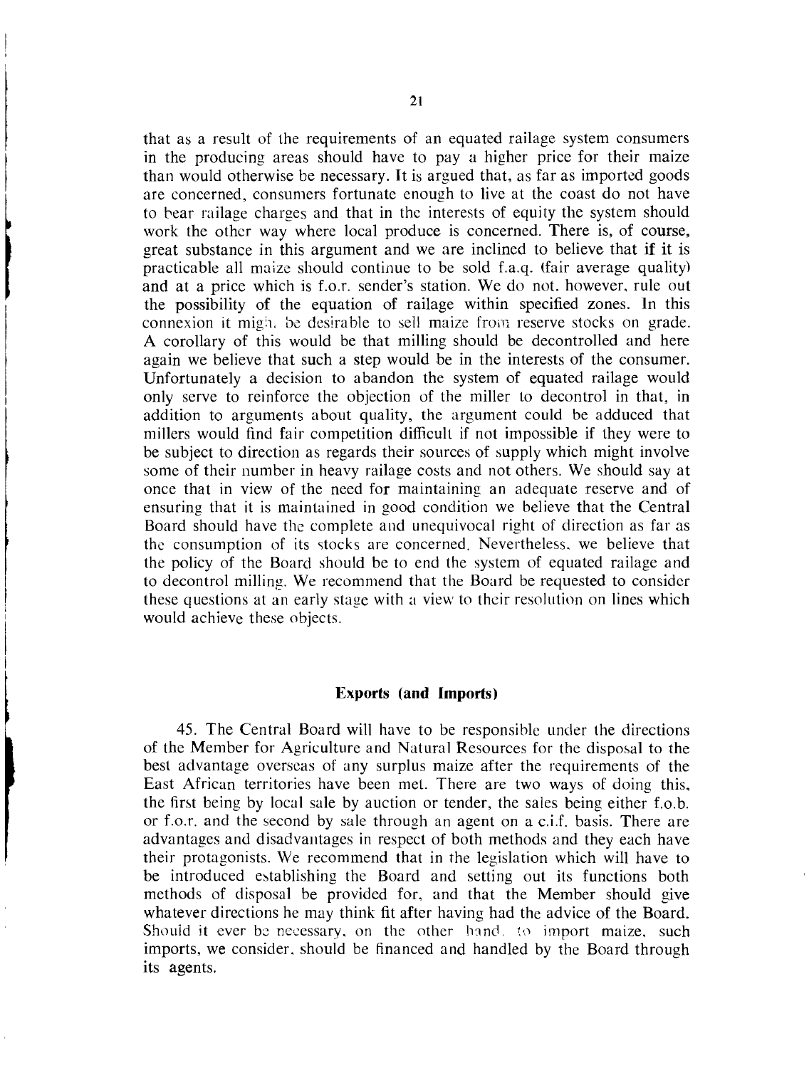that as a result of the requirements of an equated railage system consumers in the producing areas should have to pay a higher price for their maize than would otherwise be necessary. It is argued that, as far as imported goods are concerned, consumers fortunate enough to live at the coast do not have to bear railage charges and that in the interests of equity the system should work the other way where local produce is concerned. There is, of course, great substance in this argument and we are inclined to believe that if it is practicable all maize should continue to be sold f.a.q. (fair average quality) and at a price which is f.o.r. sender's station. We do not, however, rule out the possibility of the equation of railage within specified zones. In this connexion it might be desirable to sell maize from reserve stocks on grade. A corollary of this would be that milling should be decontrolled and here again we believe that such a step would be in the interests of the consumer. Unfortunately a decision to abandon the system of equated railage would only serve to reinforce the objection of the miller to decontrol in that, in addition to arguments about quality, the argument could be adduced that millers would find fair competition difficult if not impossible if they were to be subject to direction as regards their sources of supply which might involve some of their number in heavy railage costs and not others. We should say at once that in view of the need for maintaining an adequate reserve and of ensuring that it is maintained in good condition we believe that the Central Board should have the complete and unequivocal right of direction as far as the consumption of its stocks are concerned. Nevertheless, we believe that the policy of the Board should be to end the system of equated railage and to decontrol milling. We recommend that the Board be requested to consider these questions at an early stage with a view to their resolution on lines which would achieve these objects.

## Exports (and Imports)

45. The Central Board will have to be responsible under the directions of the Member for Agriculture and Natural Resources for the disposal to the best advantage overseas of any surplus maize after the requirements of the East African territories have been met. There are two ways of doing this, the first being by local sale by auction or tender, the sales being either f.o.b. or f.o.r. and the second by sale through an agent on a c.i.f. basis. There are advantages and disadvantages in respect of both methods and they each have their protagonists. We recommend that in the legislation which will have to be introduced establishing the Board and setting out its functions both methods of disposal be provided for, and that the Member should give whatever directions he may think fit after having had the advice of the Board. Should it ever be necessary, on the other hand, to import maize, such imports, we consider, should be financed and handled by the Board through its agents.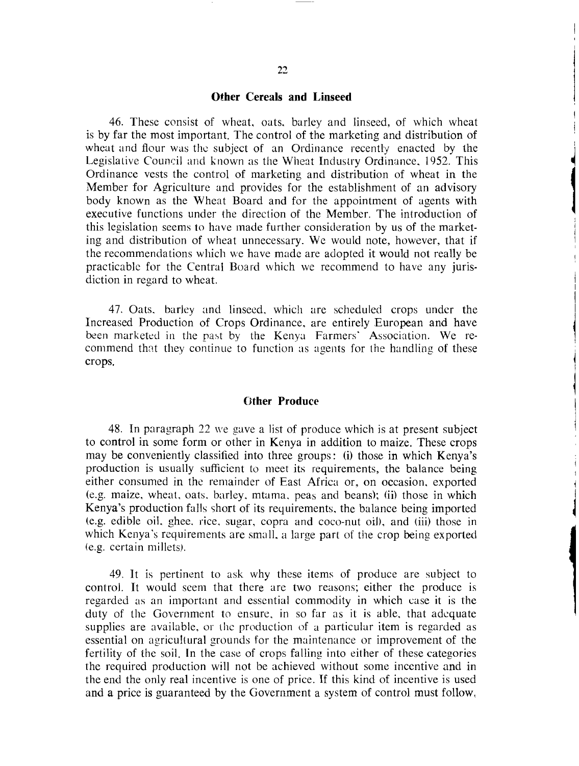## Other Cereals and Linseed

46. These consist of wheat, oats, barley and linseed, of which wheat is by far the most important. The control of the marketing and distribution of wheat and flour was the subject of an Ordinance recently enacted by the Legislative Council and known as the Wheat Industry Ordinance, 1952. This Ordinance vests the control of marketing and distribution of wheat in the Member for Agriculture and provides for the establishment of an advisory body known as the Wheat Board and for the appointment of agents with executive functions under the direction of the Member. The introduction of this legislation seems to have made further consideration by us of the marketing and distribution of wheat unnecessary. We would note, however, that if the recommendations which we have made are adopted it would not really be practicable for the Central Board which we recommend to have any jurisdiction in regard to wheat.

47. Oats, barley and linseed, which are scheduled crops under the Increased Production of Crops Ordinance, are entirely European and have been marketed in the past by the Kenya Farmers' Association. We recommend that they continue to function as agents for the handling of these crops.

## Other Produce

48. In paragraph 22 we gave a list of produce which is at present subject to control in some form or other in Kenya in addition to maize. These crops may be conveniently classified into three groups: (i) those in which Kenya's production is usually sufficient to meet its requirements, the balance being either consumed in the remainder of East Africa or, on occasion, exported (e.g. maize, wheat, oats, barley, mtama, peas and beans); (ii) those in which Kenya's production falls short of its requirements, the balance being imported (e.g. edible oil, ghee, rice, sugar, copra and coco-nut oil), and (iii) those in which Kenya's requirements are small, a large part of the crop being exported (e.g. certain millets).

49. It is pertinent to ask why these items of produce are subject to control. It would seem that there are two reasons; either the produce is regarded as an important and essential commodity in which case it is the duty of the Government to ensure, in so far as it is able, that adequate supplies are available, or the production of a particular item is regarded as essential on agricultural grounds for the maintenance or improvement of the fertility of the soil. In the case of crops falling into either of these categories the required production will not be achieved without some incentive and in the end the only real incentive is one of price. If this kind of incentive is used and a price is guaranteed by the Government a system of control must follow,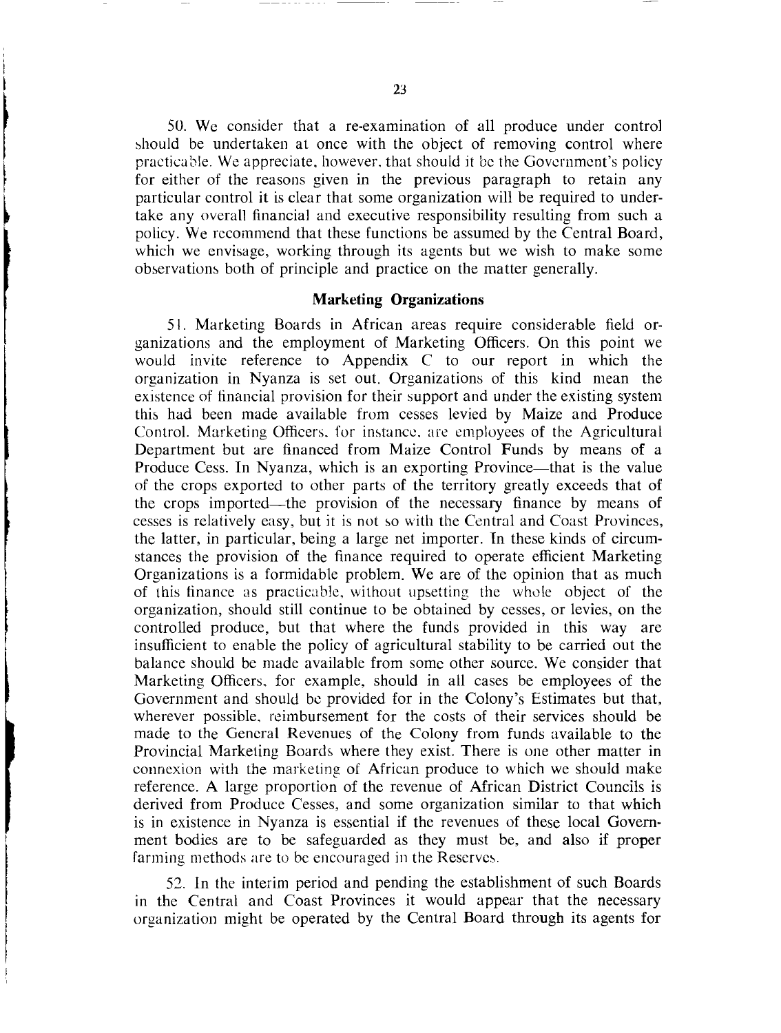50. We consider that a re-examination of all produce under control should be undertaken at once with the object of removing control where practicable. We appreciate, however, that should it be the Government's policy for either of the reasons given in the previous paragraph to retain any particular control it is clear that some organization will be required to undertake any overall financial and executive responsibility resulting from such a policy. We recommend that these functions be assumed by the Central Board, which we envisage, working through its agents but we wish to make some observations both of principle and practice on the matter generally.

## Marketing Organizations

51. Marketing Boards in African areas require considerable field organizations and the employment of Marketing Officers. On this point we would invite reference to Appendix C to our report in which the organization in Nyanza is set out. Organizations of this kind mean the existence of financial provision for their support and under the existing system this had been made available from cesses levied by Maize and Produce Control. Marketing Officers, for instance, are employees of the Agricultural Department but are financed from Maize Control Funds by means of a Produce Cess. In Nyanza, which is an exporting Province—that is the value of the crops exported to other parts of the territory greatly exceeds that of the crops imported—the provision of the necessary finance by means of cesses is relatively easy, but it is not so with the Central and Coast Provinces, the latter, in particular, being a large net importer. In these kinds of circumstances the provision of the finance required to operate efficient Marketing Organizations is a formidable problem. We are of the opinion that as much of this finance as practicable, without upsetting the whole object of the organization, should still continue to be obtained by cesses, or levies, on the controlled produce, but that where the funds provided in this way are insufficient to enable the policy of agricultural stability to be carried out the balance should be made available from some other source. We consider that Marketing Officers, for example, should in all cases be employees of the Government and should be provided for in the Colony's Estimates but that, wherever possible, reimbursement for the costs of their services should be made to the General Revenues of the Colony from funds available to the Provincial Marketing Boards where they exist. There is one other matter in connexion with the marketing of African produce to which we should make reference. A large proportion of the revenue of African District Councils is derived from Produce Cesses, and some organization similar to that which is in existence in Nyanza is essential if the revenues of these local Government bodies are to be safeguarded as they must be, and also if proper farming methods are to be encouraged in the Reserves.

52. In the interim period and pending the establishment of such Boards in the Central and Coast Provinces it would appear that the necessary organization might be operated by the Central Board through its agents for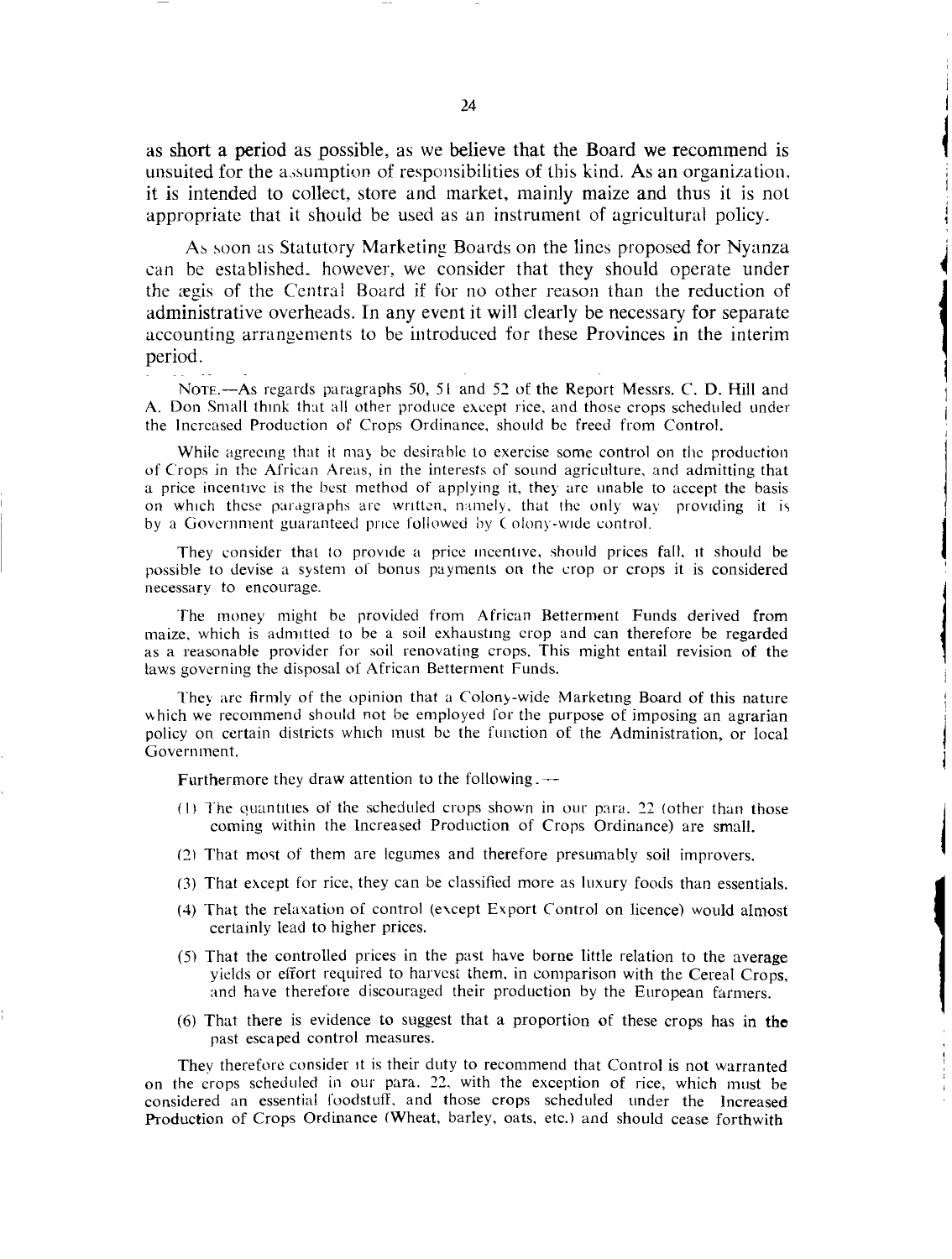as short a period as possible, as we believe that the Board we recommend is unsuited for the assumption of responsibilities of this kind. As an organization, it is intended to collect, store and market, mainly maize and thus it is not appropriate that it should be used as an instrument of agricultural policy.

As soon as Statutory Marketing Boards on the lines proposed for Nyanza can be established, however, we consider that they should operate under the ægis of the Central Board if for no other reason than the reduction of administrative overheads. In any event it will clearly be necessary for separate accounting arrangements to be introduced for these Provinces in the interim period.

NOTE.—As regards paragraphs 50, 51 and 52 of the Report Messrs. C. D. Hill and A. Don Small think that all other produce except rice, and those crops scheduled under the Increased Production of Crops Ordinance, should be freed from Control.

While agreeing that it may be desirable to exercise some control on the production of Crops in the African Areas, in the interests of sound agriculture, and admitting that a price incentive is the best method of applying it, they are unable to accept the basis on which these paragraphs are written, namely, that the only way providing it is by a Government guaranteed price followed by Colony-wide control.

They consider that to provide a price incentive, should prices fall, it should be possible to devise a system of bonus payments on the crop or crops it is considered necessary to encourage.

The money might be provided from African Betterment Funds derived from maize, which is admitted to be a soil exhausting crop and can therefore be regarded as a reasonable provider for soil renovating crops. This might entail revision of the laws governing the disposal of African Betterment Funds.

They are firmly of the opinion that a Colony-wide Marketing Board of this nature which we recommend should not be employed for the purpose of imposing an agrarian policy on certain districts which must be the function of the Administration, or local Government.

Furthermore they draw attention to the following.—

(1) The quantities of the scheduled crops shown in our para. 22 (other than those coming within the Increased Production of Crops Ordinance) are small.

(2) That most of them are legumes and therefore presumably soil improvers.

(3) That except for rice, they can be classified more as luxury foods than essentials.

(4) That the relaxation of control (except Export Control on licence) would almost certainly lead to higher prices.

(5) That the controlled prices in the past have borne little relation to the average yields or effort required to harvest them, in comparison with the Cereal Crops, and have therefore discouraged their production by the European farmers.

(6) That there is evidence to suggest that a proportion of these crops has in the past escaped control measures.

They therefore consider it is their duty to recommend that Control is not warranted on the crops scheduled in our para. 22, with the exception of rice, which must be considered an essential foodstuff, and those crops scheduled under the Increased Production of Crops Ordinance (Wheat, barley, oats, etc.) and should cease forthwith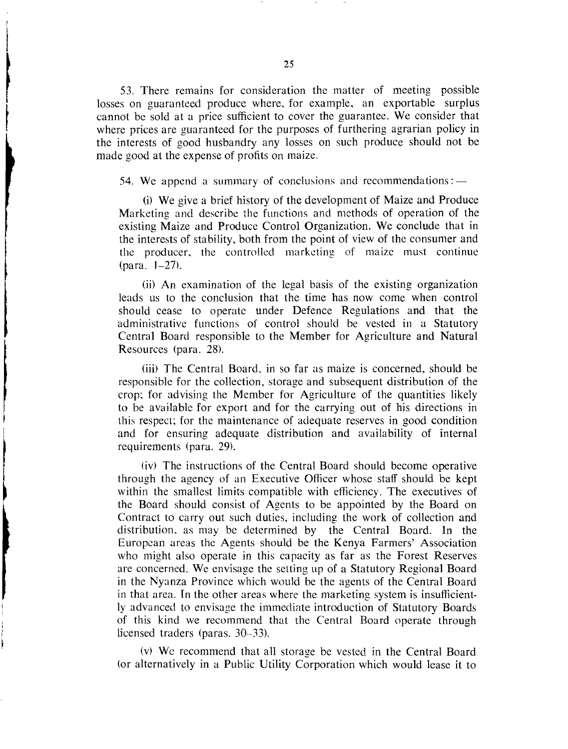53. There remains for consideration the matter of meeting possible losses on guaranteed produce where, for example, an exportable surplus cannot be sold at a price sufficient to cover the guarantee. We consider that where prices are guaranteed for the purposes of furthering agrarian policy in the interests of good husbandry any losses on such produce should not be made good at the expense of profits on maize.

54. We append a summary of conclusions and recommendations:—

(i) We give a brief history of the development of Maize and Produce Marketing and describe the functions and methods of operation of the existing Maize and Produce Control Organization. We conclude that in the interests of stability, both from the point of view of the consumer and the producer, the controlled marketing of maize must continue (para. 1–27).

(ii) An examination of the legal basis of the existing organization leads us to the conclusion that the time has now come when control should cease to operate under Defence Regulations and that the administrative functions of control should be vested in a Statutory Central Board responsible to the Member for Agriculture and Natural Resources (para. 28).

(iii) The Central Board, in so far as maize is concerned, should be responsible for the collection, storage and subsequent distribution of the crop; for advising the Member for Agriculture of the quantities likely to be available for export and for the carrying out of his directions in this respect; for the maintenance of adequate reserves in good condition and for ensuring adequate distribution and availability of internal requirements (para. 29).

(iv) The instructions of the Central Board should become operative through the agency of an Executive Officer whose staff should be kept within the smallest limits compatible with efficiency. The executives of the Board should consist of Agents to be appointed by the Board on Contract to carry out such duties, including the work of collection and distribution, as may be determined by the Central Board. In the European areas the Agents should be the Kenya Farmers' Association who might also operate in this capacity as far as the Forest Reserves are concerned. We envisage the setting up of a Statutory Regional Board in the Nyanza Province which would be the agents of the Central Board in that area. In the other areas where the marketing system is insufficiently advanced to envisage the immediate introduction of Statutory Boards of this kind we recommend that the Central Board operate through licensed traders (paras. 30–33).

(v) We recommend that all storage be vested in the Central Board (or alternatively in a Public Utility Corporation which would lease it to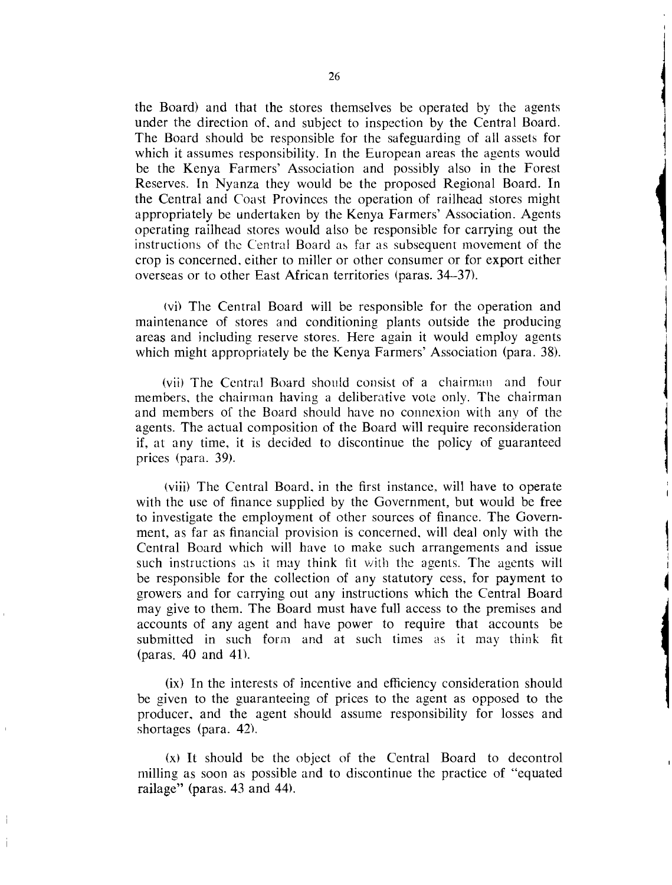the Board) and that the stores themselves be operated by the agents under the direction of, and subject to inspection by the Central Board. The Board should be responsible for the safeguarding of all assets for which it assumes responsibility. In the European areas the agents would be the Kenya Farmers' Association and possibly also in the Forest Reserves. In Nyanza they would be the proposed Regional Board. In the Central and Coast Provinces the operation of railhead stores might appropriately be undertaken by the Kenya Farmers' Association. Agents operating railhead stores would also be responsible for carrying out the instructions of the Central Board as far as subsequent movement of the crop is concerned, either to miller or other consumer or for export either overseas or to other East African territories (paras. 34–37).

(vi) The Central Board will be responsible for the operation and maintenance of stores and conditioning plants outside the producing areas and including reserve stores. Here again it would employ agents which might appropriately be the Kenya Farmers' Association (para. 38).

(vii) The Central Board should consist of a chairman and four members, the chairman having a deliberative vote only. The chairman and members of the Board should have no connexion with any of the agents. The actual composition of the Board will require reconsideration if, at any time, it is decided to discontinue the policy of guaranteed prices (para. 39).

(viii) The Central Board, in the first instance, will have to operate with the use of finance supplied by the Government, but would be free to investigate the employment of other sources of finance. The Government, as far as financial provision is concerned, will deal only with the Central Board which will have to make such arrangements and issue such instructions as it may think fit with the agents. The agents will be responsible for the collection of any statutory cess, for payment to growers and for carrying out any instructions which the Central Board may give to them. The Board must have full access to the premises and accounts of any agent and have power to require that accounts be submitted in such form and at such times as it may think fit (paras. 40 and 41).

(ix) In the interests of incentive and efficiency consideration should be given to the guaranteeing of prices to the agent as opposed to the producer, and the agent should assume responsibility for losses and shortages (para. 42).

(x) It should be the object of the Central Board to decontrol milling as soon as possible and to discontinue the practice of "equated railage" (paras. 43 and 44).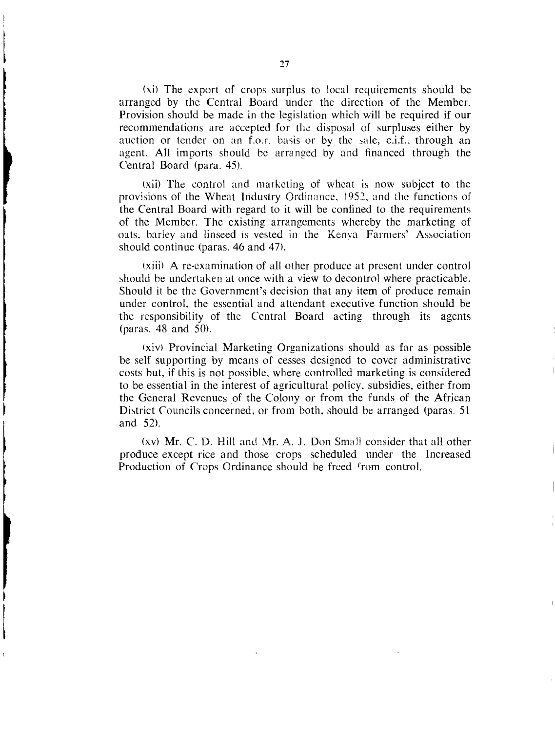(xi) The export of crops surplus to local requirements should be arranged by the Central Board under the direction of the Member. Provision should be made in the legislation which will be required if our recommendations are accepted for the disposal of surpluses either by auction or tender on an f.o.r. basis or by the sale, c.i.f., through an agent. All imports should be arranged by and financed through the Central Board (para. 45).

(xii) The control and marketing of wheat is now subject to the provisions of the Wheat Industry Ordinance, 1952, and the functions of the Central Board with regard to it will be confined to the requirements of the Member. The existing arrangements whereby the marketing of oats, barley and linseed is vested in the Kenya Farmers' Association should continue (paras. 46 and 47).

(xiii) A re-examination of all other produce at present under control should be undertaken at once with a view to decontrol where practicable. Should it be the Government's decision that any item of produce remain under control, the essential and attendant executive function should be the responsibility of the Central Board acting through its agents (paras. 48 and 50).

(xiv) Provincial Marketing Organizations should as far as possible be self supporting by means of cesses designed to cover administrative costs but, if this is not possible, where controlled marketing is considered to be essential in the interest of agricultural policy, subsidies, either from the General Revenues of the Colony or from the funds of the African District Councils concerned, or from both, should be arranged (paras. 51 and 52).

(xv) Mr. C. D. Hill and Mr. A. J. Don Small consider that all other produce except rice and those crops scheduled under the Increased Production of Crops Ordinance should be freed from control.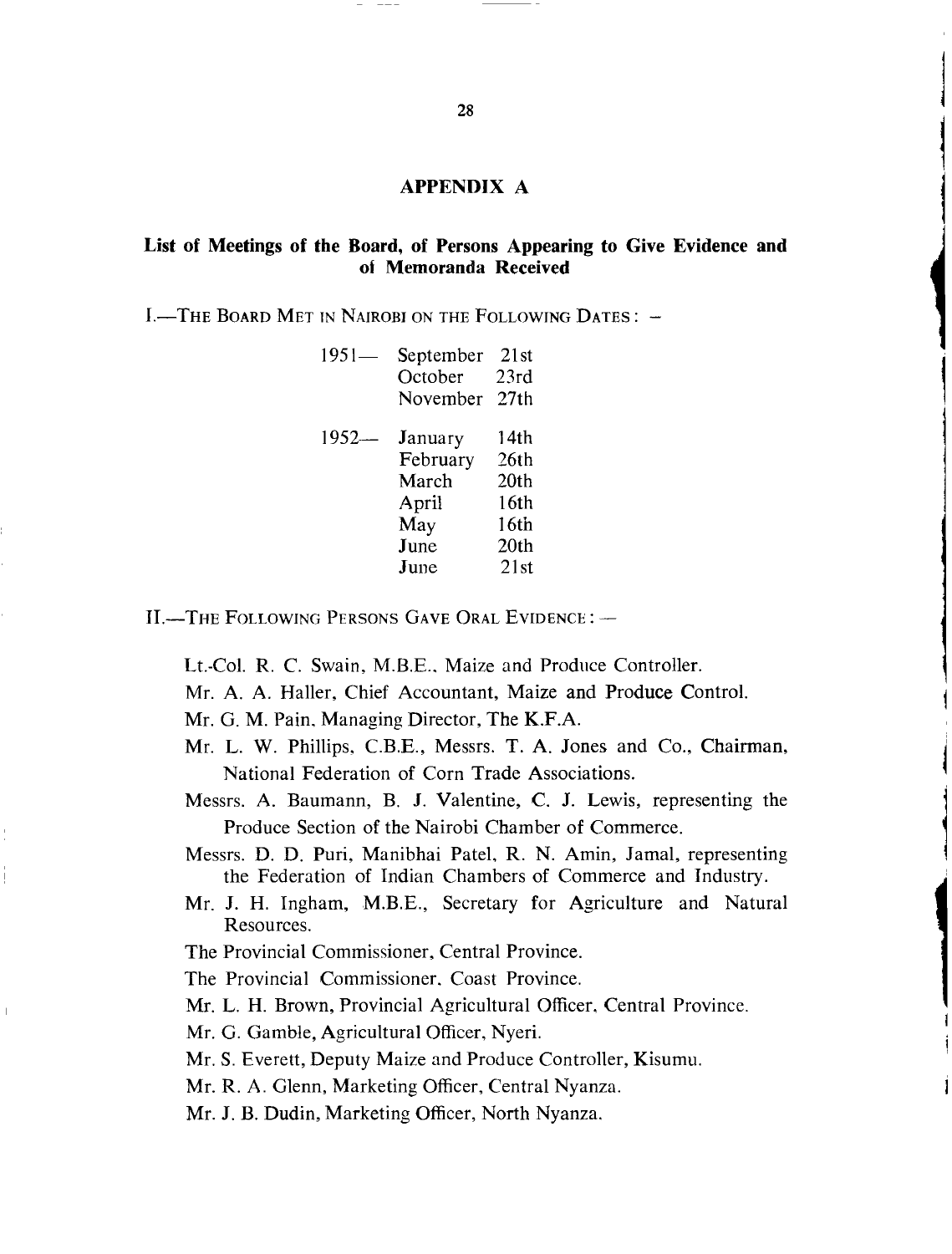## APPENDIX A

### List of Meetings of the Board, of Persons Appearing to Give Evidence and of Memoranda Received

I.—THE BOARD MET IN NAIROBI ON THE FOLLOWING DATES: —

| | | |
|---|---|---|
| 1951— | September | 21st |
| | October | 23rd |
| | November | 27th |
| 1952— | January | 14th |
| | February | 26th |
| | March | 20th |
| | April | 16th |
| | May | 16th |
| | June | 20th |
| | June | 21st |

II.—THE FOLLOWING PERSONS GAVE ORAL EVIDENCE: —

Lt.-Col. R. C. Swain, M.B.E., Maize and Produce Controller.

Mr. A. A. Haller, Chief Accountant, Maize and Produce Control.

Mr. G. M. Pain, Managing Director, The K.F.A.

Mr. L. W. Phillips, C.B.E., Messrs. T. A. Jones and Co., Chairman, National Federation of Corn Trade Associations.

Messrs. A. Baumann, B. J. Valentine, C. J. Lewis, representing the Produce Section of the Nairobi Chamber of Commerce.

Messrs. D. D. Puri, Manibhai Patel, R. N. Amin, Jamal, representing the Federation of Indian Chambers of Commerce and Industry.

Mr. J. H. Ingham, M.B.E., Secretary for Agriculture and Natural Resources.

The Provincial Commissioner, Central Province.

The Provincial Commissioner, Coast Province.

Mr. L. H. Brown, Provincial Agricultural Officer, Central Province.

Mr. G. Gamble, Agricultural Officer, Nyeri.

Mr. S. Everett, Deputy Maize and Produce Controller, Kisumu.

Mr. R. A. Glenn, Marketing Officer, Central Nyanza.

Mr. J. B. Dudin, Marketing Officer, North Nyanza.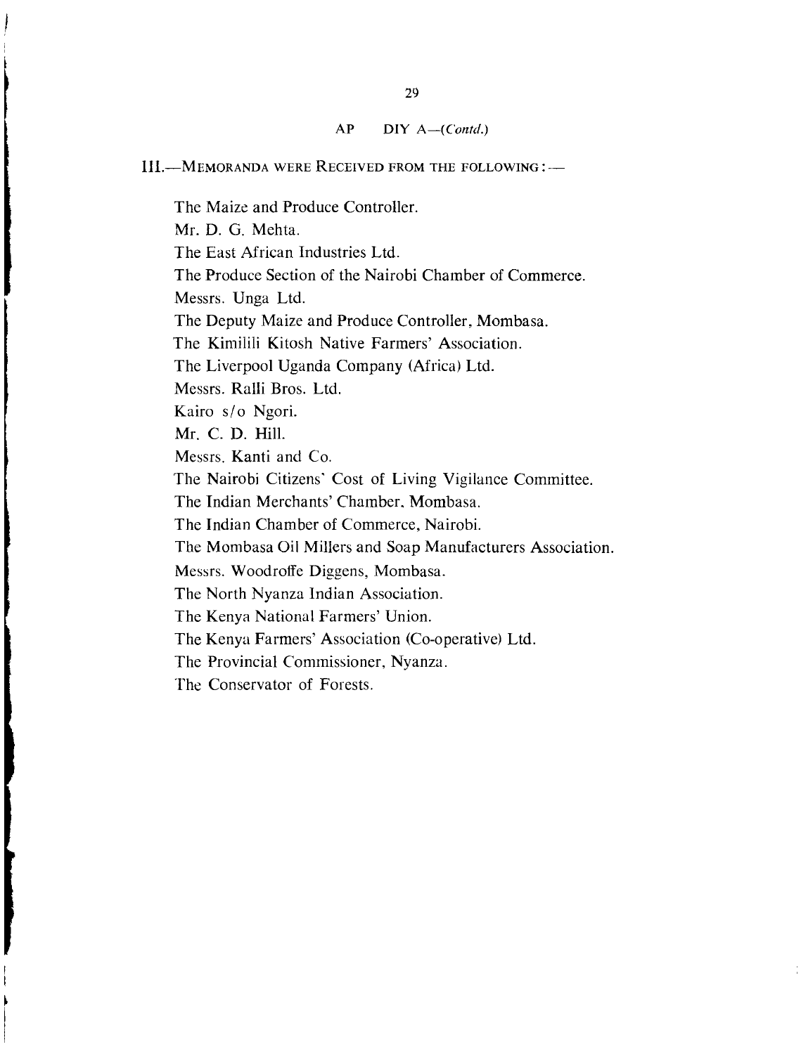APPENDIX A—(*Contd.*)

III.—MEMORANDA WERE RECEIVED FROM THE FOLLOWING:—

The Maize and Produce Controller.

Mr. D. G. Mehta.

The East African Industries Ltd.

The Produce Section of the Nairobi Chamber of Commerce.

Messrs. Unga Ltd.

The Deputy Maize and Produce Controller, Mombasa.

The Kimilili Kitosh Native Farmers' Association.

The Liverpool Uganda Company (Africa) Ltd.

Messrs. Ralli Bros. Ltd.

Kairo s/o Ngori.

Mr. C. D. Hill.

Messrs. Kanti and Co.

The Nairobi Citizens' Cost of Living Vigilance Committee.

The Indian Merchants' Chamber, Mombasa.

The Indian Chamber of Commerce, Nairobi.

The Mombasa Oil Millers and Soap Manufacturers Association.

Messrs. Woodroffe Diggens, Mombasa.

The North Nyanza Indian Association.

The Kenya National Farmers' Union.

The Kenya Farmers' Association (Co-operative) Ltd.

The Provincial Commissioner, Nyanza.

The Conservator of Forests.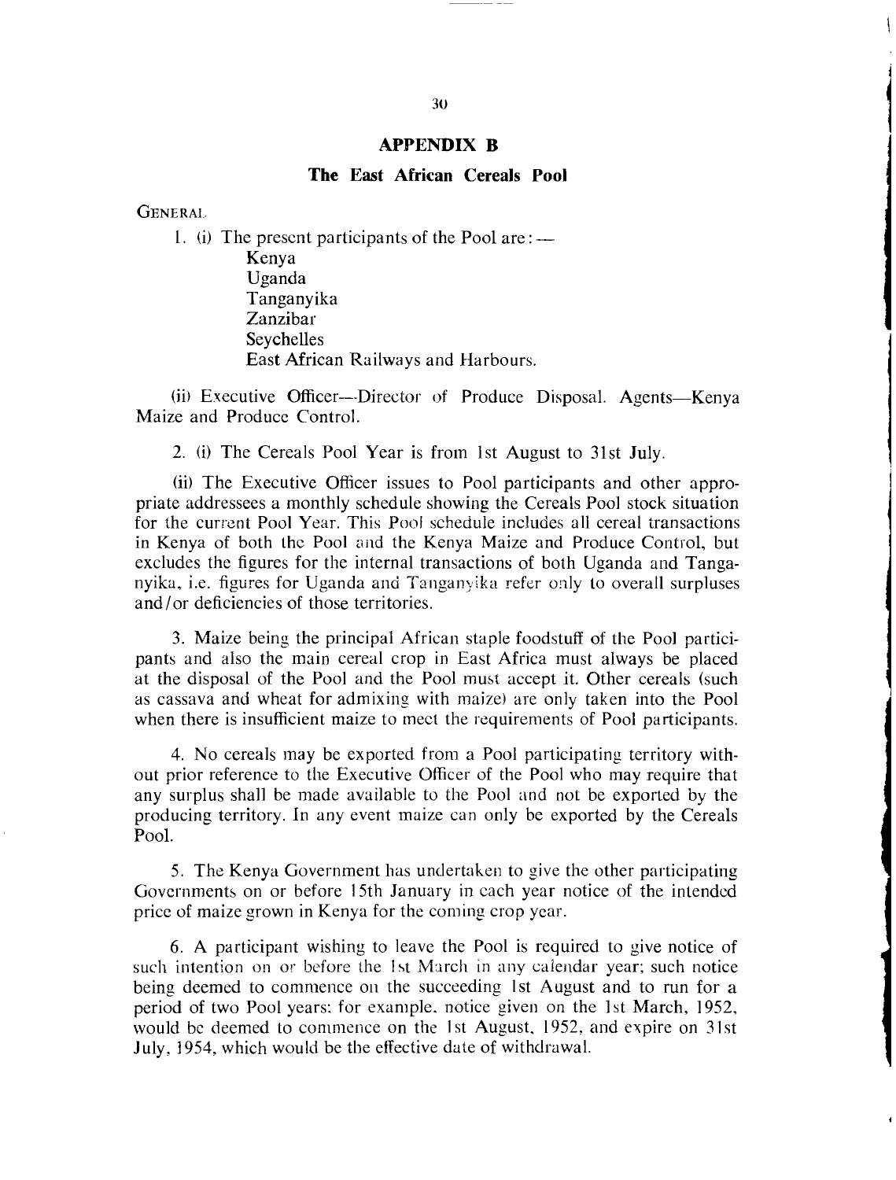## APPENDIX B

### The East African Cereals Pool

GENERAL

1. (i) The present participants of the Pool are:—

    Kenya
    Uganda
    Tanganyika
    Zanzibar
    Seychelles
    East African Railways and Harbours.

(ii) Executive Officer—Director of Produce Disposal. Agents—Kenya Maize and Produce Control.

2. (i) The Cereals Pool Year is from 1st August to 31st July.

(ii) The Executive Officer issues to Pool participants and other appropriate addressees a monthly schedule showing the Cereals Pool stock situation for the current Pool Year. This Pool schedule includes all cereal transactions in Kenya of both the Pool and the Kenya Maize and Produce Control, but excludes the figures for the internal transactions of both Uganda and Tanganyika, i.e. figures for Uganda and Tanganyika refer only to overall surpluses and/or deficiencies of those territories.

3. Maize being the principal African staple foodstuff of the Pool participants and also the main cereal crop in East Africa must always be placed at the disposal of the Pool and the Pool must accept it. Other cereals (such as cassava and wheat for admixing with maize) are only taken into the Pool when there is insufficient maize to meet the requirements of Pool participants.

4. No cereals may be exported from a Pool participating territory without prior reference to the Executive Officer of the Pool who may require that any surplus shall be made available to the Pool and not be exported by the producing territory. In any event maize can only be exported by the Cereals Pool.

5. The Kenya Government has undertaken to give the other participating Governments on or before 15th January in each year notice of the intended price of maize grown in Kenya for the coming crop year.

6. A participant wishing to leave the Pool is required to give notice of such intention on or before the 1st March in any calendar year; such notice being deemed to commence on the succeeding 1st August and to run for a period of two Pool years: for example, notice given on the 1st March, 1952, would be deemed to commence on the 1st August, 1952, and expire on 31st July, 1954, which would be the effective date of withdrawal.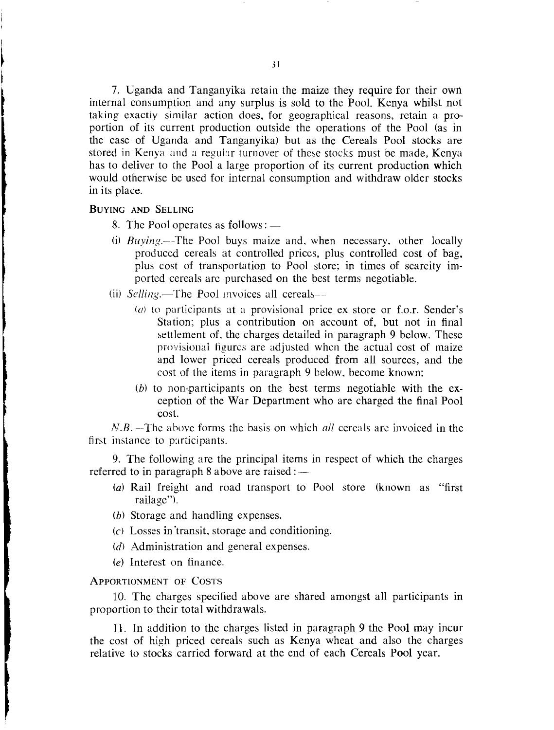7. Uganda and Tanganyika retain the maize they require for their own internal consumption and any surplus is sold to the Pool. Kenya whilst not taking exactly similar action does, for geographical reasons, retain a proportion of its current production outside the operations of the Pool (as in the case of Uganda and Tanganyika) but as the Cereals Pool stocks are stored in Kenya and a regular turnover of these stocks must be made, Kenya has to deliver to the Pool a large proportion of its current production which would otherwise be used for internal consumption and withdraw older stocks in its place.

### Buying and Selling

8. The Pool operates as follows: —

(i) *Buying*.—The Pool buys maize and, when necessary, other locally produced cereals at controlled prices, plus controlled cost of bag, plus cost of transportation to Pool store; in times of scarcity imported cereals are purchased on the best terms negotiable.

(ii) *Selling*.—The Pool invoices all cereals—

(*a*) to participants at a provisional price ex store or f.o.r. Sender's Station; plus a contribution on account of, but not in final settlement of, the charges detailed in paragraph 9 below. These provisional figures are adjusted when the actual cost of maize and lower priced cereals produced from all sources, and the cost of the items in paragraph 9 below, become known;

(*b*) to non-participants on the best terms negotiable with the exception of the War Department who are charged the final Pool cost.

*N.B.*—The above forms the basis on which *all* cereals are invoiced in the first instance to participants.

9. The following are the principal items in respect of which the charges referred to in paragraph 8 above are raised: —

(*a*) Rail freight and road transport to Pool store (known as "first railage").

(*b*) Storage and handling expenses.

(*c*) Losses in transit, storage and conditioning.

(*d*) Administration and general expenses.

(*e*) Interest on finance.

### Apportionment of Costs

10. The charges specified above are shared amongst all participants in proportion to their total withdrawals.

11. In addition to the charges listed in paragraph 9 the Pool may incur the cost of high priced cereals such as Kenya wheat and also the charges relative to stocks carried forward at the end of each Cereals Pool year.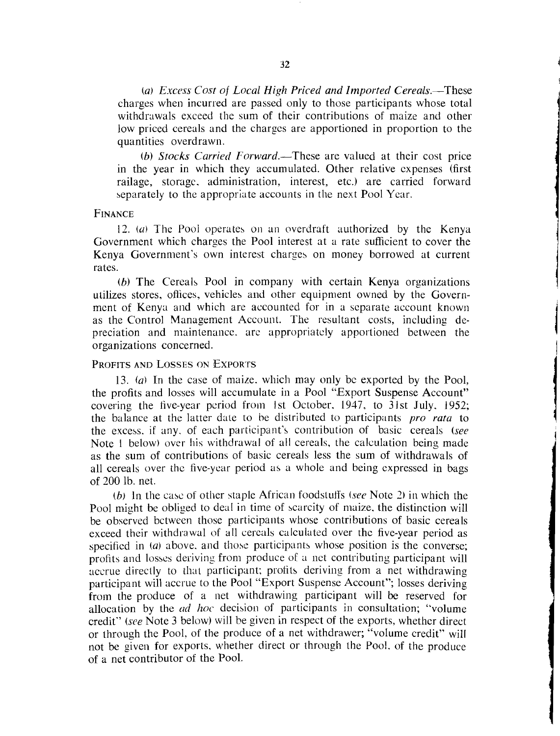(a) *Excess Cost of Local High Priced and Imported Cereals.*—These charges when incurred are passed only to those participants whose total withdrawals exceed the sum of their contributions of maize and other low priced cereals and the charges are apportioned in proportion to the quantities overdrawn.

(b) *Stocks Carried Forward.*—These are valued at their cost price in the year in which they accumulated. Other relative expenses (first railage, storage, administration, interest, etc.) are carried forward separately to the appropriate accounts in the next Pool Year.

FINANCE

12. (a) The Pool operates on an overdraft authorized by the Kenya Government which charges the Pool interest at a rate sufficient to cover the Kenya Government's own interest charges on money borrowed at current rates.

(b) The Cereals Pool in company with certain Kenya organizations utilizes stores, offices, vehicles and other equipment owned by the Government of Kenya and which are accounted for in a separate account known as the Control Management Account. The resultant costs, including depreciation and maintenance, are appropriately apportioned between the organizations concerned.

PROFITS AND LOSSES ON EXPORTS

13. (a) In the case of maize, which may only be exported by the Pool, the profits and losses will accumulate in a Pool "Export Suspense Account" covering the five-year period from 1st October, 1947, to 31st July, 1952; the balance at the latter date to be distributed to participants *pro rata* to the excess, if any, of each participant's contribution of basic cereals (*see* Note 1 below) over his withdrawal of all cereals, the calculation being made as the sum of contributions of basic cereals less the sum of withdrawals of all cereals over the five-year period as a whole and being expressed in bags of 200 lb. net.

(b) In the case of other staple African foodstuffs (*see* Note 2) in which the Pool might be obliged to deal in time of scarcity of maize, the distinction will be observed between those participants whose contributions of basic cereals exceed their withdrawal of all cereals calculated over the five-year period as specified in (a) above, and those participants whose position is the converse; profits and losses deriving from produce of a net contributing participant will accrue directly to that participant; profits deriving from a net withdrawing participant will accrue to the Pool "Export Suspense Account"; losses deriving from the produce of a net withdrawing participant will be reserved for allocation by the *ad hoc* decision of participants in consultation; "volume credit" (*see* Note 3 below) will be given in respect of the exports, whether direct or through the Pool, of the produce of a net withdrawer; "volume credit" will not be given for exports, whether direct or through the Pool, of the produce of a net contributor of the Pool.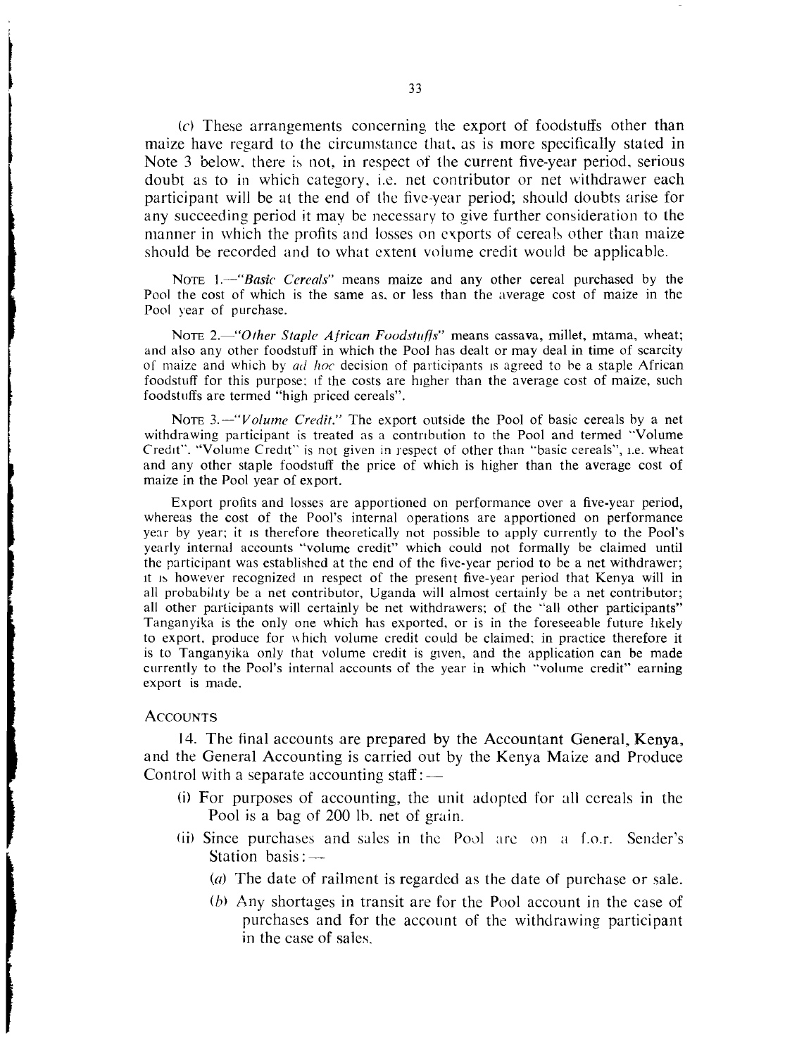(c) These arrangements concerning the export of foodstuffs other than maize have regard to the circumstance that, as is more specifically stated in Note 3 below, there is not, in respect of the current five-year period, serious doubt as to in which category, i.e. net contributor or net withdrawer each participant will be at the end of the five-year period; should doubts arise for any succeeding period it may be necessary to give further consideration to the manner in which the profits and losses on exports of cereals other than maize should be recorded and to what extent volume credit would be applicable.

NOTE 1.—"*Basic Cereals*" means maize and any other cereal purchased by the Pool the cost of which is the same as, or less than the average cost of maize in the Pool year of purchase.

NOTE 2.—"*Other Staple African Foodstuffs*" means cassava, millet, mtama, wheat; and also any other foodstuff in which the Pool has dealt or may deal in time of scarcity of maize and which by *ad hoc* decision of participants is agreed to be a staple African foodstuff for this purpose; if the costs are higher than the average cost of maize, such foodstuffs are termed "high priced cereals".

NOTE 3.—"*Volume Credit.*" The export outside the Pool of basic cereals by a net withdrawing participant is treated as a contribution to the Pool and termed "Volume Credit". "Volume Credit" is not given in respect of other than "basic cereals", i.e. wheat and any other staple foodstuff the price of which is higher than the average cost of maize in the Pool year of export.

Export profits and losses are apportioned on performance over a five-year period, whereas the cost of the Pool's internal operations are apportioned on performance year by year; it is therefore theoretically not possible to apply currently to the Pool's yearly internal accounts "volume credit" which could not formally be claimed until the participant was established at the end of the five-year period to be a net withdrawer; it is however recognized in respect of the present five-year period that Kenya will in all probability be a net contributor, Uganda will almost certainly be a net contributor; all other participants will certainly be net withdrawers; of the "all other participants" Tanganyika is the only one which has exported, or is in the foreseeable future likely to export, produce for which volume credit could be claimed; in practice therefore it is to Tanganyika only that volume credit is given, and the application can be made currently to the Pool's internal accounts of the year in which "volume credit" earning export is made.

### ACCOUNTS

14. The final accounts are prepared by the Accountant General, Kenya, and the General Accounting is carried out by the Kenya Maize and Produce Control with a separate accounting staff:—

(i) For purposes of accounting, the unit adopted for all cereals in the Pool is a bag of 200 lb. net of grain.

(ii) Since purchases and sales in the Pool are on a f.o.r. Sender's Station basis:—

(a) The date of railment is regarded as the date of purchase or sale.

(b) Any shortages in transit are for the Pool account in the case of purchases and for the account of the withdrawing participant in the case of sales.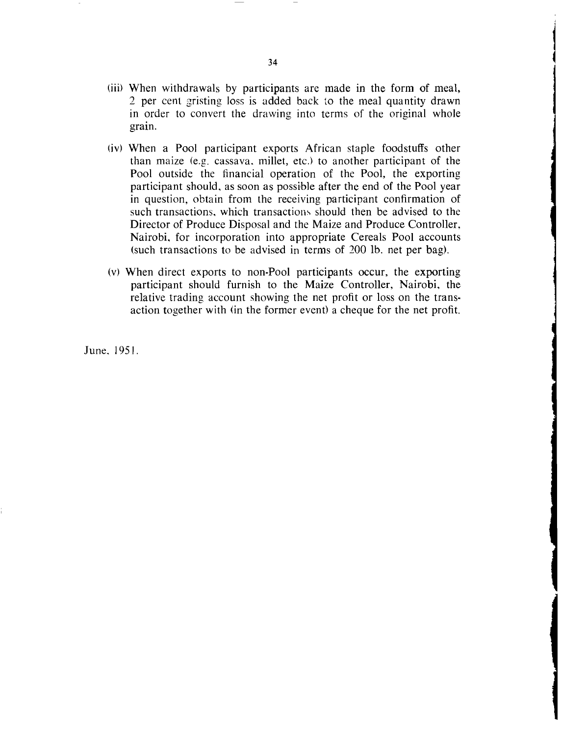(iii) When withdrawals by participants are made in the form of meal, 2 per cent gristing loss is added back to the meal quantity drawn in order to convert the drawing into terms of the original whole grain.

(iv) When a Pool participant exports African staple foodstuffs other than maize (e.g. cassava, millet, etc.) to another participant of the Pool outside the financial operation of the Pool, the exporting participant should, as soon as possible after the end of the Pool year in question, obtain from the receiving participant confirmation of such transactions, which transactions should then be advised to the Director of Produce Disposal and the Maize and Produce Controller, Nairobi, for incorporation into appropriate Cereals Pool accounts (such transactions to be advised in terms of 200 lb. net per bag).

(v) When direct exports to non-Pool participants occur, the exporting participant should furnish to the Maize Controller, Nairobi, the relative trading account showing the net profit or loss on the transaction together with (in the former event) a cheque for the net profit.

June, 1951.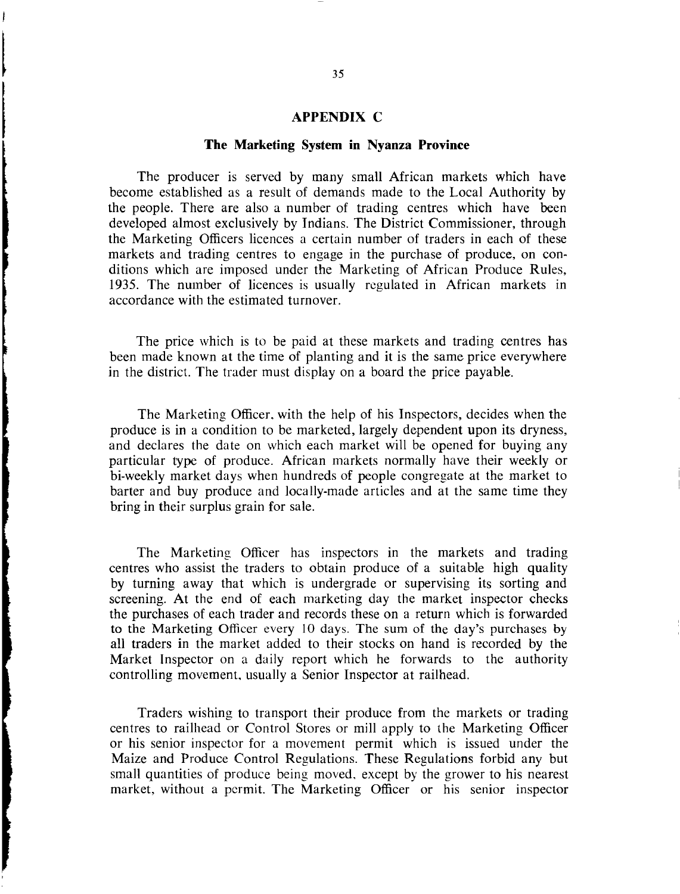## APPENDIX C

### The Marketing System in Nyanza Province

The producer is served by many small African markets which have become established as a result of demands made to the Local Authority by the people. There are also a number of trading centres which have been developed almost exclusively by Indians. The District Commissioner, through the Marketing Officers licences a certain number of traders in each of these markets and trading centres to engage in the purchase of produce, on conditions which are imposed under the Marketing of African Produce Rules, 1935. The number of licences is usually regulated in African markets in accordance with the estimated turnover.

The price which is to be paid at these markets and trading centres has been made known at the time of planting and it is the same price everywhere in the district. The trader must display on a board the price payable.

The Marketing Officer, with the help of his Inspectors, decides when the produce is in a condition to be marketed, largely dependent upon its dryness, and declares the date on which each market will be opened for buying any particular type of produce. African markets normally have their weekly or bi-weekly market days when hundreds of people congregate at the market to barter and buy produce and locally-made articles and at the same time they bring in their surplus grain for sale.

The Marketing Officer has inspectors in the markets and trading centres who assist the traders to obtain produce of a suitable high quality by turning away that which is undergrade or supervising its sorting and screening. At the end of each marketing day the market inspector checks the purchases of each trader and records these on a return which is forwarded to the Marketing Officer every 10 days. The sum of the day's purchases by all traders in the market added to their stocks on hand is recorded by the Market Inspector on a daily report which he forwards to the authority controlling movement, usually a Senior Inspector at railhead.

Traders wishing to transport their produce from the markets or trading centres to railhead or Control Stores or mill apply to the Marketing Officer or his senior inspector for a movement permit which is issued under the Maize and Produce Control Regulations. These Regulations forbid any but small quantities of produce being moved, except by the grower to his nearest market, without a permit. The Marketing Officer or his senior inspector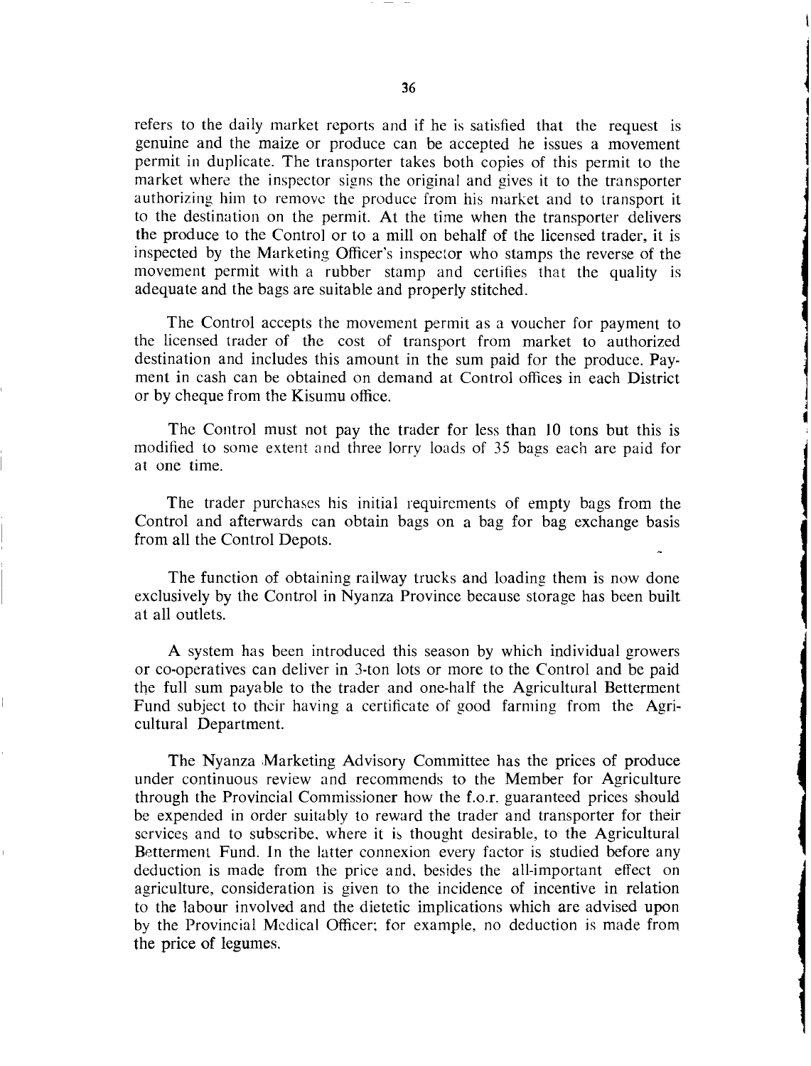refers to the daily market reports and if he is satisfied that the request is genuine and the maize or produce can be accepted he issues a movement permit in duplicate. The transporter takes both copies of this permit to the market where the inspector signs the original and gives it to the transporter authorizing him to remove the produce from his market and to transport it to the destination on the permit. At the time when the transporter delivers the produce to the Control or to a mill on behalf of the licensed trader, it is inspected by the Marketing Officer's inspector who stamps the reverse of the movement permit with a rubber stamp and certifies that the quality is adequate and the bags are suitable and properly stitched.

The Control accepts the movement permit as a voucher for payment to the licensed trader of the cost of transport from market to authorized destination and includes this amount in the sum paid for the produce. Payment in cash can be obtained on demand at Control offices in each District or by cheque from the Kisumu office.

The Control must not pay the trader for less than 10 tons but this is modified to some extent and three lorry loads of 35 bags each are paid for at one time.

The trader purchases his initial requirements of empty bags from the Control and afterwards can obtain bags on a bag for bag exchange basis from all the Control Depots.

The function of obtaining railway trucks and loading them is now done exclusively by the Control in Nyanza Province because storage has been built at all outlets.

A system has been introduced this season by which individual growers or co-operatives can deliver in 3-ton lots or more to the Control and be paid the full sum payable to the trader and one-half the Agricultural Betterment Fund subject to their having a certificate of good farming from the Agricultural Department.

The Nyanza Marketing Advisory Committee has the prices of produce under continuous review and recommends to the Member for Agriculture through the Provincial Commissioner how the f.o.r. guaranteed prices should be expended in order suitably to reward the trader and transporter for their services and to subscribe, where it is thought desirable, to the Agricultural Betterment Fund. In the latter connexion every factor is studied before any deduction is made from the price and, besides the all-important effect on agriculture, consideration is given to the incidence of incentive in relation to the labour involved and the dietetic implications which are advised upon by the Provincial Medical Officer; for example, no deduction is made from the price of legumes.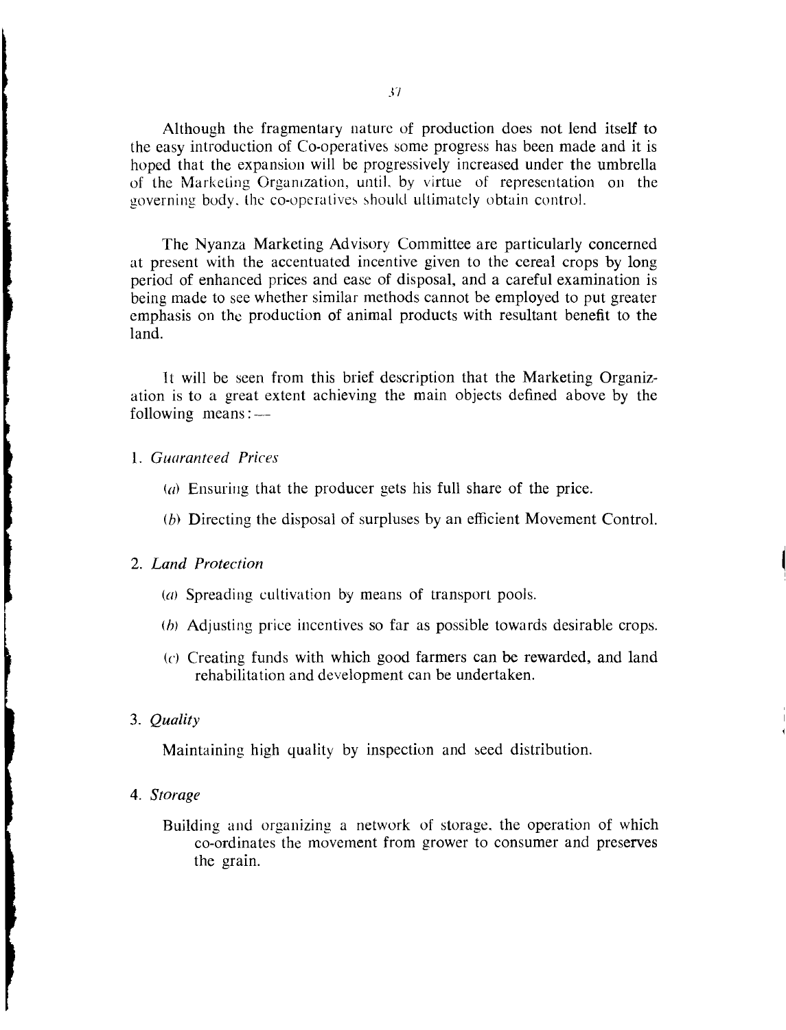Although the fragmentary nature of production does not lend itself to the easy introduction of Co-operatives some progress has been made and it is hoped that the expansion will be progressively increased under the umbrella of the Marketing Organization, until, by virtue of representation on the governing body, the co-operatives should ultimately obtain control.

The Nyanza Marketing Advisory Committee are particularly concerned at present with the accentuated incentive given to the cereal crops by long period of enhanced prices and ease of disposal, and a careful examination is being made to see whether similar methods cannot be employed to put greater emphasis on the production of animal products with resultant benefit to the land.

It will be seen from this brief description that the Marketing Organization is to a great extent achieving the main objects defined above by the following means:—

1. *Guaranteed Prices*

   (*a*) Ensuring that the producer gets his full share of the price.

   (*b*) Directing the disposal of surpluses by an efficient Movement Control.

2. *Land Protection*

   (*a*) Spreading cultivation by means of transport pools.

   (*b*) Adjusting price incentives so far as possible towards desirable crops.

   (*c*) Creating funds with which good farmers can be rewarded, and land rehabilitation and development can be undertaken.

3. *Quality*

   Maintaining high quality by inspection and seed distribution.

4. *Storage*

   Building and organizing a network of storage, the operation of which co-ordinates the movement from grower to consumer and preserves the grain.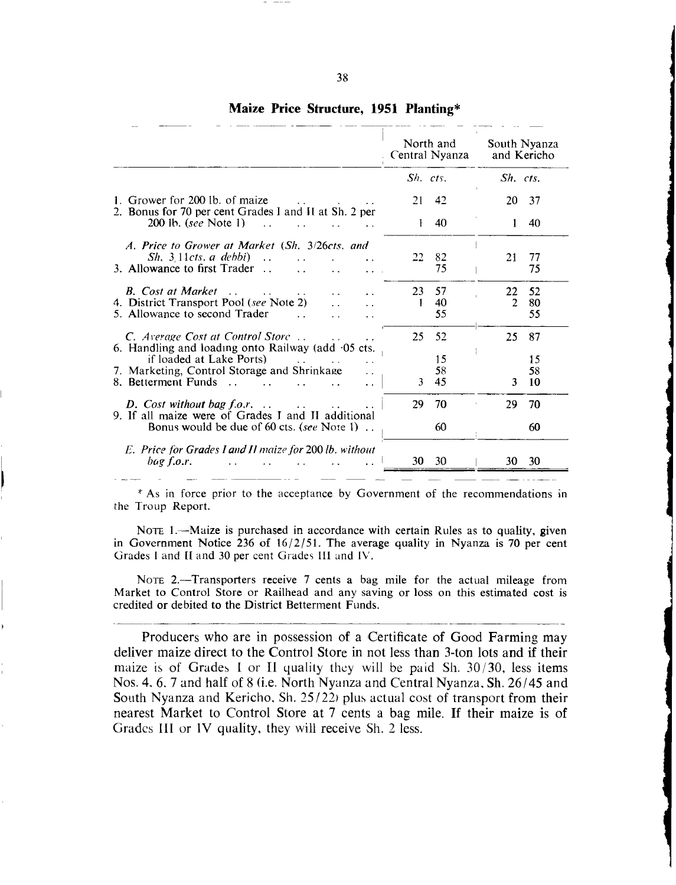## Maize Price Structure, 1951 Planting*

| | North and Central Nyanza | | South Nyanza and Kericho | |
|---|---|---|---|---|
| | *Sh.* | *cts.* | *Sh.* | *cts.* |
| 1. Grower for 200 lb. of maize | 21 | 42 | 20 | 37 |
| 2. Bonus for 70 per cent Grades I and II at Sh. 2 per 200 lb. (*see* Note 1) | 1 | 40 | 1 | 40 |
| *A. Price to Grower at Market (Sh. 3/26cts. and Sh. 3/11cts. a debbi)* | 22 | 82 | 21 | 77 |
| 3. Allowance to first Trader | | 75 | | 75 |
| *B. Cost at Market* | 23 | 57 | 22 | 52 |
| 4. District Transport Pool (*see* Note 2) | 1 | 40 | 2 | 80 |
| 5. Allowance to second Trader | | 55 | | 55 |
| *C. Average Cost at Control Store* | 25 | 52 | 25 | 87 |
| 6. Handling and loading onto Railway (add ·05 cts. if loaded at Lake Ports) | | 15 | | 15 |
| 7. Marketing, Control Storage and Shrinkage | | 58 | | 58 |
| 8. Betterment Funds | 3 | 45 | 3 | 10 |
| *D. Cost without bag f.o.r.* | 29 | 70 | 29 | 70 |
| 9. If all maize were of Grades I and II additional Bonus would be due of 60 cts. (*see* Note 1) | | 60 | | 60 |
| *E. Price for Grades I and II maize for 200 lb. without bag f.o.r.* | 30 | 30 | 30 | 30 |

* As in force prior to the acceptance by Government of the recommendations in the Troup Report.

NOTE 1.—Maize is purchased in accordance with certain Rules as to quality, given in Government Notice 236 of 16/2/51. The average quality in Nyanza is 70 per cent Grades I and II and 30 per cent Grades III and IV.

NOTE 2.—Transporters receive 7 cents a bag mile for the actual mileage from Market to Control Store or Railhead and any saving or loss on this estimated cost is credited or debited to the District Betterment Funds.

Producers who are in possession of a Certificate of Good Farming may deliver maize direct to the Control Store in not less than 3-ton lots and if their maize is of Grades I or II quality they will be paid Sh. 30/30, less items Nos. 4, 6, 7 and half of 8 (i.e. North Nyanza and Central Nyanza, Sh. 26/45 and South Nyanza and Kericho, Sh. 25/22) plus actual cost of transport from their nearest Market to Control Store at 7 cents a bag mile. If their maize is of Grades III or IV quality, they will receive Sh. 2 less.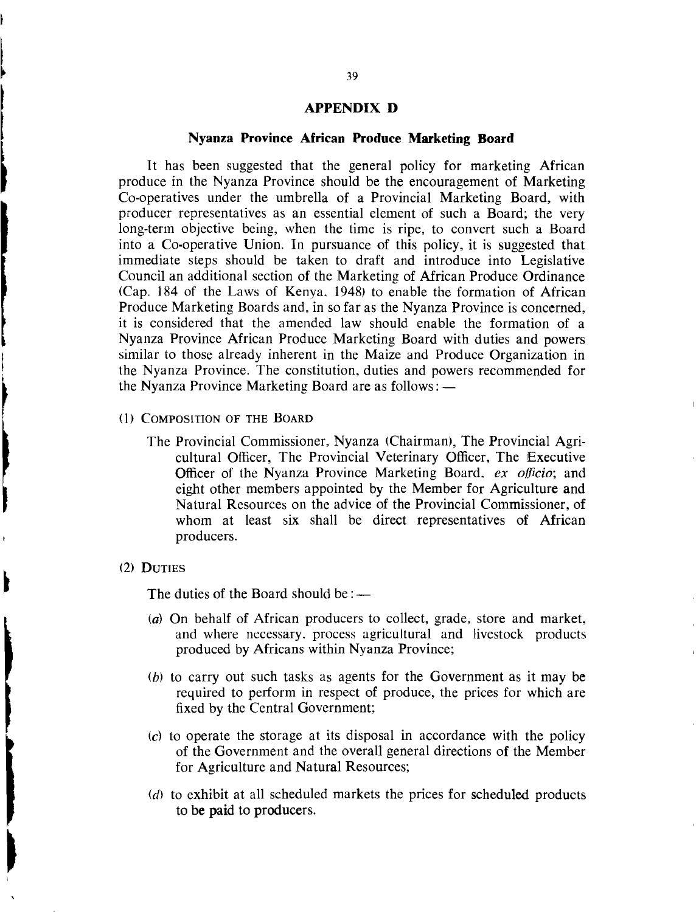## APPENDIX D

### Nyanza Province African Produce Marketing Board

It has been suggested that the general policy for marketing African produce in the Nyanza Province should be the encouragement of Marketing Co-operatives under the umbrella of a Provincial Marketing Board, with producer representatives as an essential element of such a Board; the very long-term objective being, when the time is ripe, to convert such a Board into a Co-operative Union. In pursuance of this policy, it is suggested that immediate steps should be taken to draft and introduce into Legislative Council an additional section of the Marketing of African Produce Ordinance (Cap. 184 of the Laws of Kenya, 1948) to enable the formation of African Produce Marketing Boards and, in so far as the Nyanza Province is concerned, it is considered that the amended law should enable the formation of a Nyanza Province African Produce Marketing Board with duties and powers similar to those already inherent in the Maize and Produce Organization in the Nyanza Province. The constitution, duties and powers recommended for the Nyanza Province Marketing Board are as follows: —

(1) COMPOSITION OF THE BOARD

The Provincial Commissioner, Nyanza (Chairman), The Provincial Agricultural Officer, The Provincial Veterinary Officer, The Executive Officer of the Nyanza Province Marketing Board, *ex officio*; and eight other members appointed by the Member for Agriculture and Natural Resources on the advice of the Provincial Commissioner, of whom at least six shall be direct representatives of African producers.

(2) DUTIES

The duties of the Board should be: —

(*a*) On behalf of African producers to collect, grade, store and market, and where necessary, process agricultural and livestock products produced by Africans within Nyanza Province;

(*b*) to carry out such tasks as agents for the Government as it may be required to perform in respect of produce, the prices for which are fixed by the Central Government;

(*c*) to operate the storage at its disposal in accordance with the policy of the Government and the overall general directions of the Member for Agriculture and Natural Resources;

(*d*) to exhibit at all scheduled markets the prices for scheduled products to be paid to producers.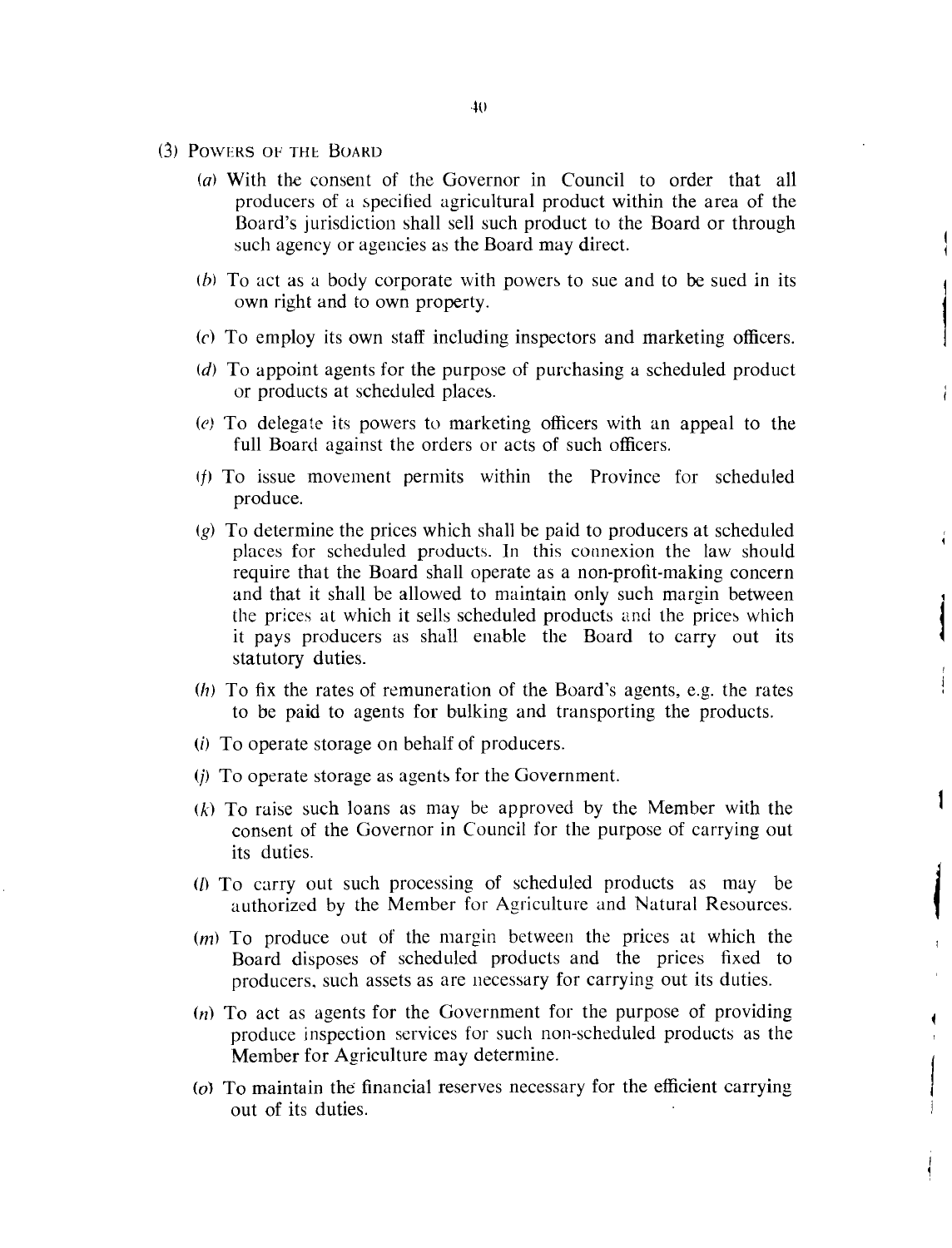(3) POWERS OF THE BOARD

(*a*) With the consent of the Governor in Council to order that all producers of a specified agricultural product within the area of the Board's jurisdiction shall sell such product to the Board or through such agency or agencies as the Board may direct.

(*b*) To act as a body corporate with powers to sue and to be sued in its own right and to own property.

(*c*) To employ its own staff including inspectors and marketing officers.

(*d*) To appoint agents for the purpose of purchasing a scheduled product or products at scheduled places.

(*e*) To delegate its powers to marketing officers with an appeal to the full Board against the orders or acts of such officers.

(*f*) To issue movement permits within the Province for scheduled produce.

(*g*) To determine the prices which shall be paid to producers at scheduled places for scheduled products. In this connexion the law should require that the Board shall operate as a non-profit-making concern and that it shall be allowed to maintain only such margin between the prices at which it sells scheduled products and the prices which it pays producers as shall enable the Board to carry out its statutory duties.

(*h*) To fix the rates of remuneration of the Board's agents, e.g. the rates to be paid to agents for bulking and transporting the products.

(*i*) To operate storage on behalf of producers.

(*j*) To operate storage as agents for the Government.

(*k*) To raise such loans as may be approved by the Member with the consent of the Governor in Council for the purpose of carrying out its duties.

(*l*) To carry out such processing of scheduled products as may be authorized by the Member for Agriculture and Natural Resources.

(*m*) To produce out of the margin between the prices at which the Board disposes of scheduled products and the prices fixed to producers, such assets as are necessary for carrying out its duties.

(*n*) To act as agents for the Government for the purpose of providing produce inspection services for such non-scheduled products as the Member for Agriculture may determine.

(*o*) To maintain the financial reserves necessary for the efficient carrying out of its duties.